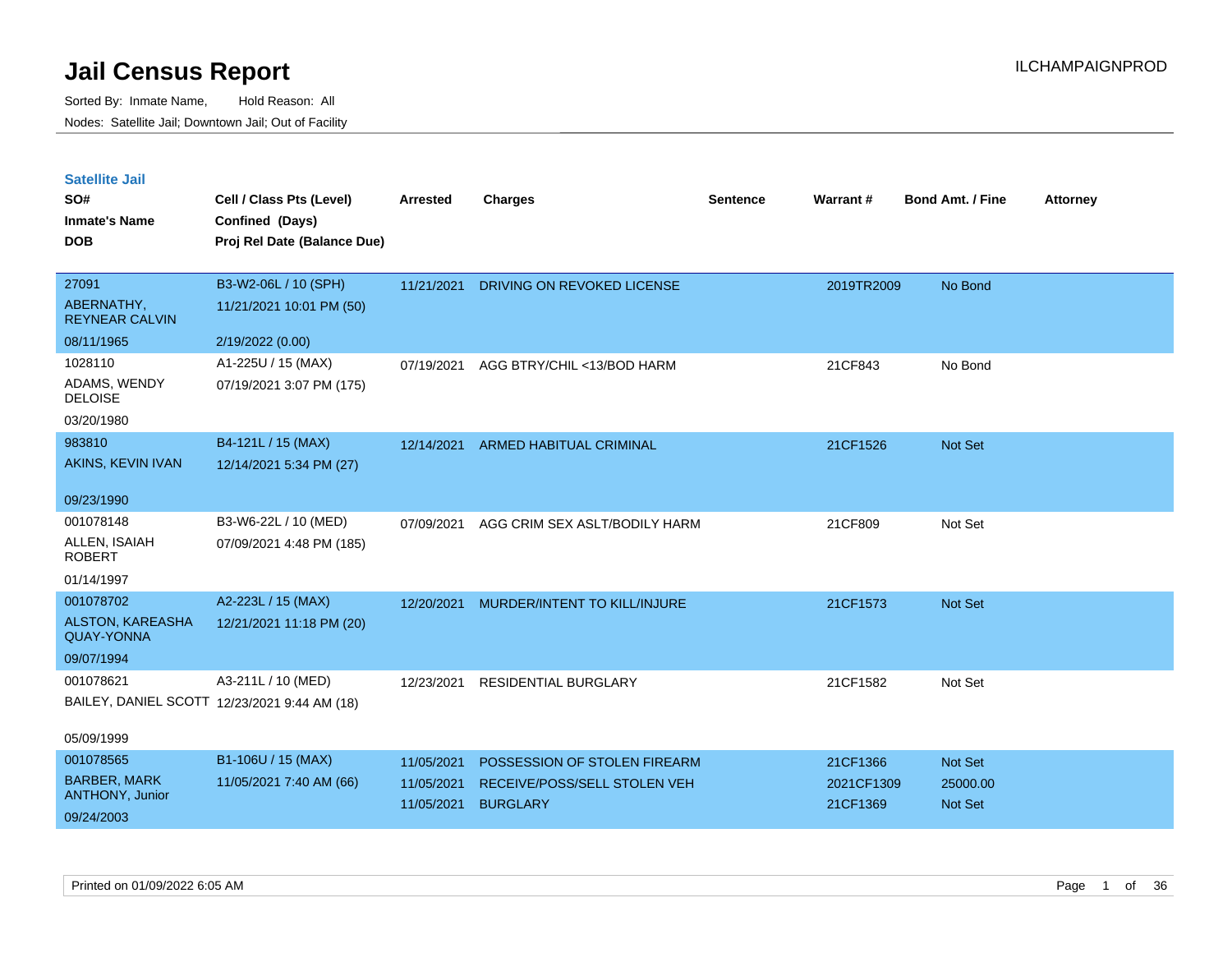# Jail Census Report

ILCHAMPAIGNPROD

Sorted By: Inmate Name, Hold Reason: All

Nodes: Satellite Jail; Downtown Jail; Out of Facility

## Satellite Jail

| SO# / Inmate's Name / DOB | Cell / Class Pts (Level) / Confined (Days) / Proj Rel Date (Balance Due) | Arrested | Charges | Sentence | Warrant # | Bond Amt. / Fine | Attorney |
|---|---|---|---|---|---|---|---|
| 27091<br>ABERNATHY, REYNEAR CALVIN<br>08/11/1965 | B3-W2-06L / 10 (SPH)<br>11/21/2021 10:01 PM (50)<br>2/19/2022 (0.00) | 11/21/2021 | DRIVING ON REVOKED LICENSE | | 2019TR2009 | No Bond | |
| 1028110<br>ADAMS, WENDY DELOISE<br>03/20/1980 | A1-225U / 15 (MAX)<br>07/19/2021 3:07 PM (175) | 07/19/2021 | AGG BTRY/CHIL <13/BOD HARM | | 21CF843 | No Bond | |
| 983810<br>AKINS, KEVIN IVAN<br>09/23/1990 | B4-121L / 15 (MAX)<br>12/14/2021 5:34 PM (27) | 12/14/2021 | ARMED HABITUAL CRIMINAL | | 21CF1526 | Not Set | |
| 001078148<br>ALLEN, ISAIAH ROBERT<br>01/14/1997 | B3-W6-22L / 10 (MED)<br>07/09/2021 4:48 PM (185) | 07/09/2021 | AGG CRIM SEX ASLT/BODILY HARM | | 21CF809 | Not Set | |
| 001078702<br>ALSTON, KAREASHA QUAY-YONNA<br>09/07/1994 | A2-223L / 15 (MAX)<br>12/21/2021 11:18 PM (20) | 12/20/2021 | MURDER/INTENT TO KILL/INJURE | | 21CF1573 | Not Set | |
| 001078621<br>BAILEY, DANIEL SCOTT<br>05/09/1999 | A3-211L / 10 (MED)<br>12/23/2021 9:44 AM (18) | 12/23/2021 | RESIDENTIAL BURGLARY | | 21CF1582 | Not Set | |
| 001078565<br>BARBER, MARK ANTHONY, Junior<br>09/24/2003 | B1-106U / 15 (MAX)<br>11/05/2021 7:40 AM (66) | 11/05/2021 | POSSESSION OF STOLEN FIREARM | | 21CF1366 | Not Set | |
| | | 11/05/2021 | RECEIVE/POSS/SELL STOLEN VEH | | 2021CF1309 | 25000.00 | |
| | | 11/05/2021 | BURGLARY | | 21CF1369 | Not Set | |

Printed on 01/09/2022 6:05 AM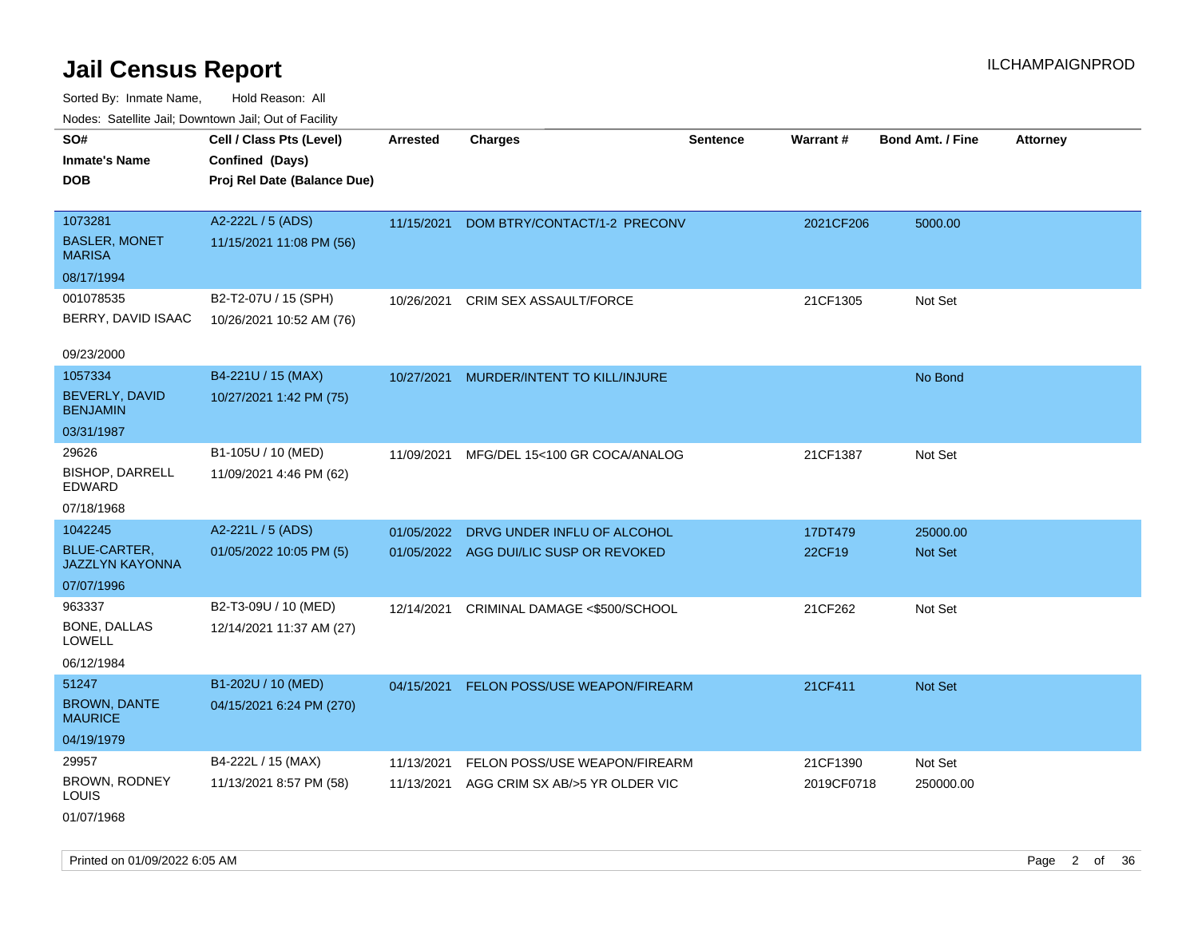# Jail Census Report

ILCHAMPAIGNPROD

Sorted By: Inmate Name, Hold Reason: All

Nodes: Satellite Jail; Downtown Jail; Out of Facility

| SO# / Inmate's Name / DOB | Cell / Class Pts (Level) / Confined (Days) / Proj Rel Date (Balance Due) | Arrested | Charges | Sentence | Warrant # | Bond Amt. / Fine | Attorney |
|---|---|---|---|---|---|---|---|
| 1073281<br>BASLER, MONET MARISA<br>08/17/1994 | A2-222L / 5 (ADS)<br>11/15/2021 11:08 PM (56) | 11/15/2021 | DOM BTRY/CONTACT/1-2 PRECONV | | 2021CF206 | 5000.00 | |
| 001078535<br>BERRY, DAVID ISAAC<br>09/23/2000 | B2-T2-07U / 15 (SPH)<br>10/26/2021 10:52 AM (76) | 10/26/2021 | CRIM SEX ASSAULT/FORCE | | 21CF1305 | Not Set | |
| 1057334<br>BEVERLY, DAVID BENJAMIN<br>03/31/1987 | B4-221U / 15 (MAX)<br>10/27/2021 1:42 PM (75) | 10/27/2021 | MURDER/INTENT TO KILL/INJURE | | | No Bond | |
| 29626<br>BISHOP, DARRELL EDWARD<br>07/18/1968 | B1-105U / 10 (MED)<br>11/09/2021 4:46 PM (62) | 11/09/2021 | MFG/DEL 15<100 GR COCA/ANALOG | | 21CF1387 | Not Set | |
| 1042245<br>BLUE-CARTER, JAZZLYN KAYONNA<br>07/07/1996 | A2-221L / 5 (ADS)<br>01/05/2022 10:05 PM (5) | 01/05/2022<br>01/05/2022 | DRVG UNDER INFLU OF ALCOHOL<br>AGG DUI/LIC SUSP OR REVOKED | | 17DT479<br>22CF19 | 25000.00<br>Not Set | |
| 963337<br>BONE, DALLAS LOWELL<br>06/12/1984 | B2-T3-09U / 10 (MED)<br>12/14/2021 11:37 AM (27) | 12/14/2021 | CRIMINAL DAMAGE <$500/SCHOOL | | 21CF262 | Not Set | |
| 51247<br>BROWN, DANTE MAURICE<br>04/19/1979 | B1-202U / 10 (MED)<br>04/15/2021 6:24 PM (270) | 04/15/2021 | FELON POSS/USE WEAPON/FIREARM | | 21CF411 | Not Set | |
| 29957<br>BROWN, RODNEY LOUIS<br>01/07/1968 | B4-222L / 15 (MAX)<br>11/13/2021 8:57 PM (58) | 11/13/2021<br>11/13/2021 | FELON POSS/USE WEAPON/FIREARM<br>AGG CRIM SX AB/>5 YR OLDER VIC | | 21CF1390<br>2019CF0718 | Not Set<br>250000.00 | |

Printed on 01/09/2022 6:05 AM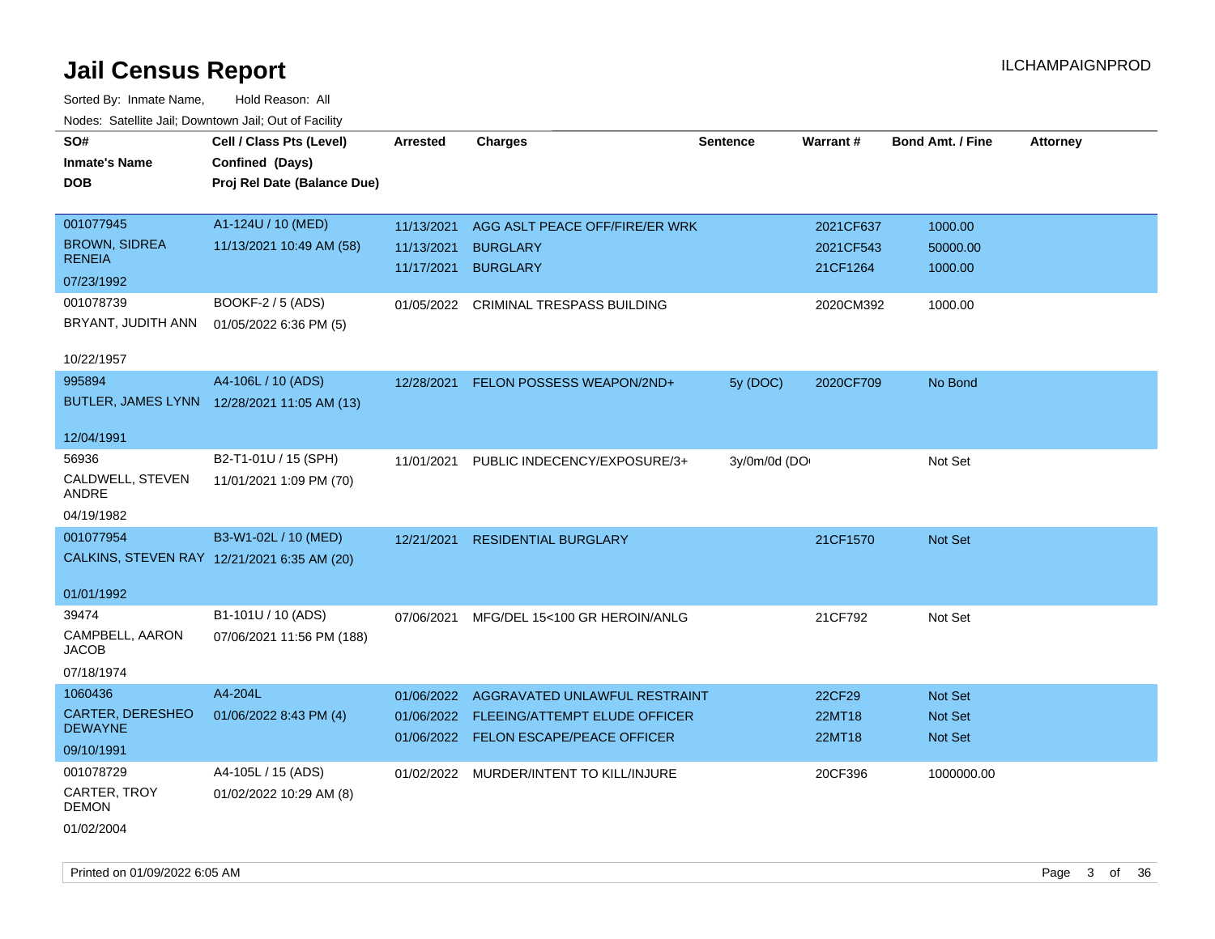# Jail Census Report

Sorted By: Inmate Name, Hold Reason: All

Nodes: Satellite Jail; Downtown Jail; Out of Facility

| SO# / Inmate's Name / DOB | Cell / Class Pts (Level) / Confined (Days) / Proj Rel Date (Balance Due) | Arrested | Charges | Sentence | Warrant # | Bond Amt. / Fine | Attorney |
|---|---|---|---|---|---|---|---|
| 001077945<br>BROWN, SIDREA RENEIA<br>07/23/1992 | A1-124U / 10 (MED)<br>11/13/2021 10:49 AM (58) | 11/13/2021<br>11/13/2021<br>11/17/2021 | AGG ASLT PEACE OFF/FIRE/ER WRK<br>BURGLARY<br>BURGLARY | | 2021CF637<br>2021CF543<br>21CF1264 | 1000.00<br>50000.00<br>1000.00 | |
| 001078739<br>BRYANT, JUDITH ANN<br>10/22/1957 | BOOKF-2 / 5 (ADS)<br>01/05/2022 6:36 PM (5) | 01/05/2022 | CRIMINAL TRESPASS BUILDING | | 2020CM392 | 1000.00 | |
| 995894<br>BUTLER, JAMES LYNN<br>12/04/1991 | A4-106L / 10 (ADS)<br>12/28/2021 11:05 AM (13) | 12/28/2021 | FELON POSSESS WEAPON/2ND+ | 5y (DOC) | 2020CF709 | No Bond | |
| 56936<br>CALDWELL, STEVEN ANDRE<br>04/19/1982 | B2-T1-01U / 15 (SPH)<br>11/01/2021 1:09 PM (70) | 11/01/2021 | PUBLIC INDECENCY/EXPOSURE/3+ | 3y/0m/0d (DO | | Not Set | |
| 001077954<br>CALKINS, STEVEN RAY<br>01/01/1992 | B3-W1-02L / 10 (MED)<br>12/21/2021 6:35 AM (20) | 12/21/2021 | RESIDENTIAL BURGLARY | | 21CF1570 | Not Set | |
| 39474<br>CAMPBELL, AARON JACOB<br>07/18/1974 | B1-101U / 10 (ADS)<br>07/06/2021 11:56 PM (188) | 07/06/2021 | MFG/DEL 15<100 GR HEROIN/ANLG | | 21CF792 | Not Set | |
| 1060436<br>CARTER, DERESHEO DEWAYNE<br>09/10/1991 | A4-204L<br>01/06/2022 8:43 PM (4) | 01/06/2022<br>01/06/2022<br>01/06/2022 | AGGRAVATED UNLAWFUL RESTRAINT<br>FLEEING/ATTEMPT ELUDE OFFICER<br>FELON ESCAPE/PEACE OFFICER | | 22CF29<br>22MT18<br>22MT18 | Not Set<br>Not Set<br>Not Set | |
| 001078729<br>CARTER, TROY DEMON<br>01/02/2004 | A4-105L / 15 (ADS)<br>01/02/2022 10:29 AM (8) | 01/02/2022 | MURDER/INTENT TO KILL/INJURE | | 20CF396 | 1000000.00 | |

Printed on 01/09/2022 6:05 AM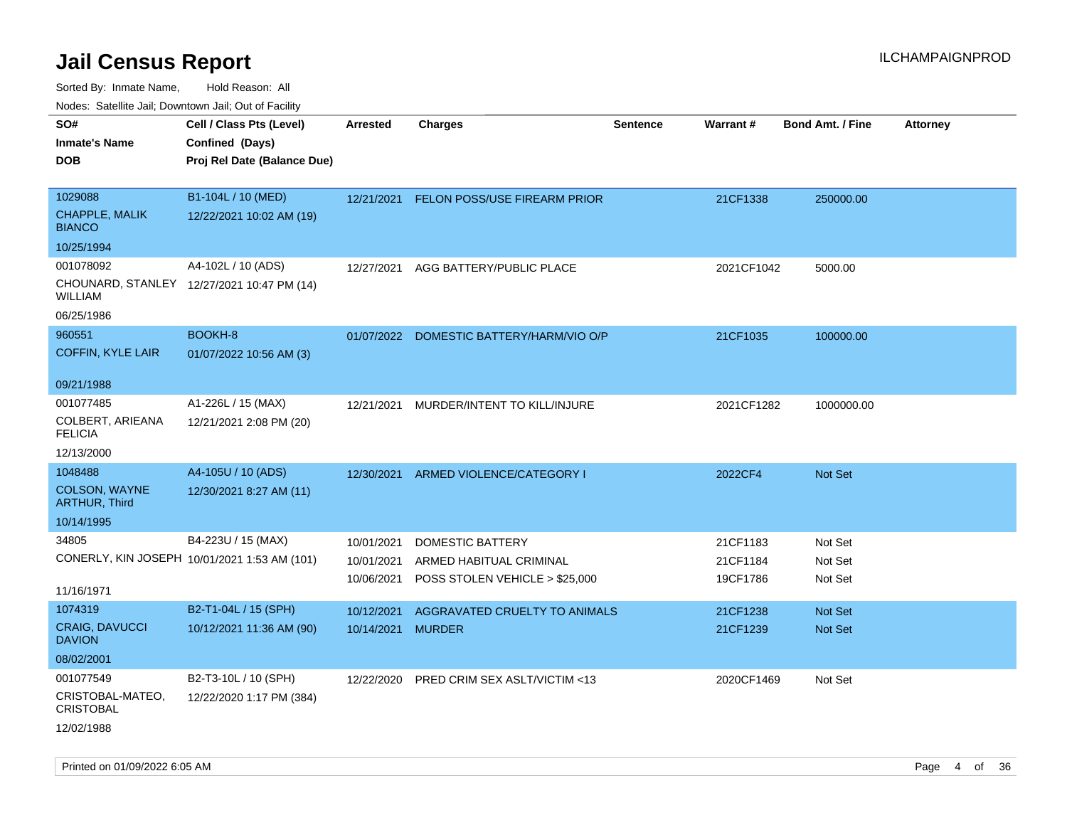# Jail Census Report

ILCHAMPAIGNPROD

Sorted By: Inmate Name, Hold Reason: All

Nodes: Satellite Jail; Downtown Jail; Out of Facility

| SO# / Inmate's Name / DOB | Cell / Class Pts (Level) / Confined (Days) / Proj Rel Date (Balance Due) | Arrested | Charges | Sentence | Warrant # | Bond Amt. / Fine | Attorney |
|---|---|---|---|---|---|---|---|
| 1029088<br>CHAPPLE, MALIK BIANCO<br>10/25/1994 | B1-104L / 10 (MED)<br>12/22/2021 10:02 AM (19) | 12/21/2021 | FELON POSS/USE FIREARM PRIOR | | 21CF1338 | 250000.00 | |
| 001078092<br>CHOUNARD, STANLEY WILLIAM<br>06/25/1986 | A4-102L / 10 (ADS)<br>12/27/2021 10:47 PM (14) | 12/27/2021 | AGG BATTERY/PUBLIC PLACE | | 2021CF1042 | 5000.00 | |
| 960551<br>COFFIN, KYLE LAIR<br>09/21/1988 | BOOKH-8<br>01/07/2022 10:56 AM (3) | 01/07/2022 | DOMESTIC BATTERY/HARM/VIO O/P | | 21CF1035 | 100000.00 | |
| 001077485<br>COLBERT, ARIEANA FELICIA<br>12/13/2000 | A1-226L / 15 (MAX)<br>12/21/2021 2:08 PM (20) | 12/21/2021 | MURDER/INTENT TO KILL/INJURE | | 2021CF1282 | 1000000.00 | |
| 1048488<br>COLSON, WAYNE ARTHUR, Third<br>10/14/1995 | A4-105U / 10 (ADS)<br>12/30/2021 8:27 AM (11) | 12/30/2021 | ARMED VIOLENCE/CATEGORY I | | 2022CF4 | Not Set | |
| 34805<br>CONERLY, KIN JOSEPH<br>11/16/1971 | B4-223U / 15 (MAX)<br>10/01/2021 1:53 AM (101) | 10/01/2021<br>10/01/2021<br>10/06/2021 | DOMESTIC BATTERY<br>ARMED HABITUAL CRIMINAL<br>POSS STOLEN VEHICLE > $25,000 | | 21CF1183<br>21CF1184<br>19CF1786 | Not Set<br>Not Set<br>Not Set | |
| 1074319<br>CRAIG, DAVUCCI DAVION<br>08/02/2001 | B2-T1-04L / 15 (SPH)<br>10/12/2021 11:36 AM (90) | 10/12/2021<br>10/14/2021 | AGGRAVATED CRUELTY TO ANIMALS<br>MURDER | | 21CF1238<br>21CF1239 | Not Set<br>Not Set | |
| 001077549<br>CRISTOBAL-MATEO, CRISTOBAL<br>12/02/1988 | B2-T3-10L / 10 (SPH)<br>12/22/2020 1:17 PM (384) | 12/22/2020 | PRED CRIM SEX ASLT/VICTIM <13 | | 2020CF1469 | Not Set | |

Printed on 01/09/2022 6:05 AM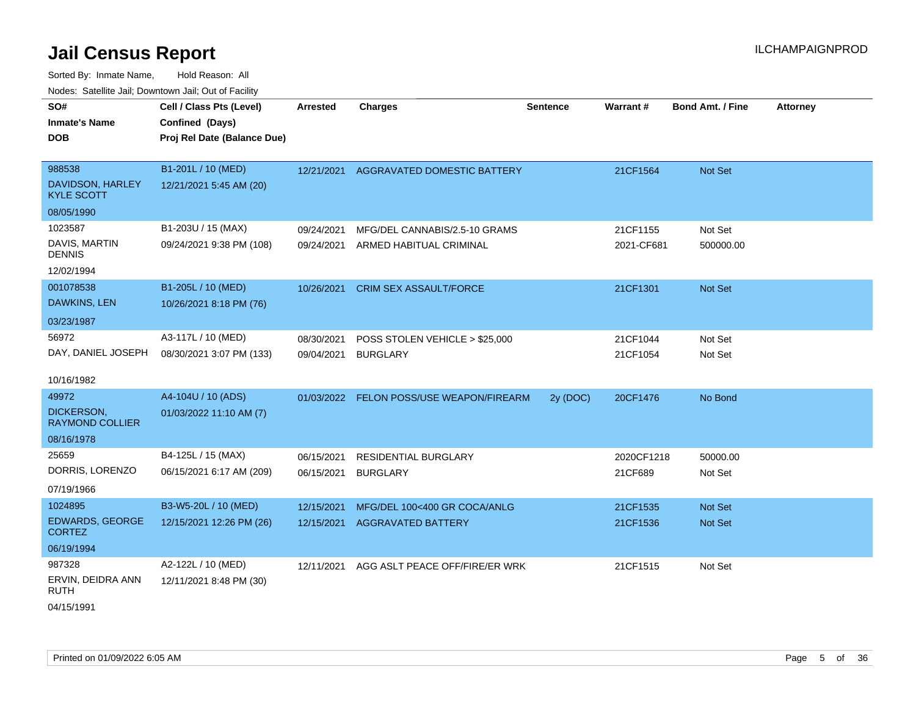# Jail Census Report

ILCHAMPAIGNPROD

Sorted By: Inmate Name, Hold Reason: All

Nodes: Satellite Jail; Downtown Jail; Out of Facility

| SO# / Inmate's Name / DOB | Cell / Class Pts (Level) / Confined (Days) / Proj Rel Date (Balance Due) | Arrested | Charges | Sentence | Warrant # | Bond Amt. / Fine | Attorney |
|---|---|---|---|---|---|---|---|
| 988538<br>DAVIDSON, HARLEY KYLE SCOTT<br>08/05/1990 | B1-201L / 10 (MED)<br>12/21/2021 5:45 AM (20) | 12/21/2021 | AGGRAVATED DOMESTIC BATTERY | | 21CF1564 | Not Set | |
| 1023587<br>DAVIS, MARTIN DENNIS<br>12/02/1994 | B1-203U / 15 (MAX)<br>09/24/2021 9:38 PM (108) | 09/24/2021 | MFG/DEL CANNABIS/2.5-10 GRAMS | | 21CF1155 | Not Set | |
| | | 09/24/2021 | ARMED HABITUAL CRIMINAL | | 2021-CF681 | 500000.00 | |
| 001078538<br>DAWKINS, LEN<br>03/23/1987 | B1-205L / 10 (MED)<br>10/26/2021 8:18 PM (76) | 10/26/2021 | CRIM SEX ASSAULT/FORCE | | 21CF1301 | Not Set | |
| 56972<br>DAY, DANIEL JOSEPH<br>10/16/1982 | A3-117L / 10 (MED)<br>08/30/2021 3:07 PM (133) | 08/30/2021 | POSS STOLEN VEHICLE > $25,000 | | 21CF1044 | Not Set | |
| | | 09/04/2021 | BURGLARY | | 21CF1054 | Not Set | |
| 49972<br>DICKERSON, RAYMOND COLLIER<br>08/16/1978 | A4-104U / 10 (ADS)<br>01/03/2022 11:10 AM (7) | 01/03/2022 | FELON POSS/USE WEAPON/FIREARM | 2y (DOC) | 20CF1476 | No Bond | |
| 25659<br>DORRIS, LORENZO<br>07/19/1966 | B4-125L / 15 (MAX)<br>06/15/2021 6:17 AM (209) | 06/15/2021 | RESIDENTIAL BURGLARY | | 2020CF1218 | 50000.00 | |
| | | 06/15/2021 | BURGLARY | | 21CF689 | Not Set | |
| 1024895<br>EDWARDS, GEORGE CORTEZ<br>06/19/1994 | B3-W5-20L / 10 (MED)<br>12/15/2021 12:26 PM (26) | 12/15/2021 | MFG/DEL 100<400 GR COCA/ANLG | | 21CF1535 | Not Set | |
| | | 12/15/2021 | AGGRAVATED BATTERY | | 21CF1536 | Not Set | |
| 987328<br>ERVIN, DEIDRA ANN RUTH<br>04/15/1991 | A2-122L / 10 (MED)<br>12/11/2021 8:48 PM (30) | 12/11/2021 | AGG ASLT PEACE OFF/FIRE/ER WRK | | 21CF1515 | Not Set | |

Printed on 01/09/2022 6:05 AM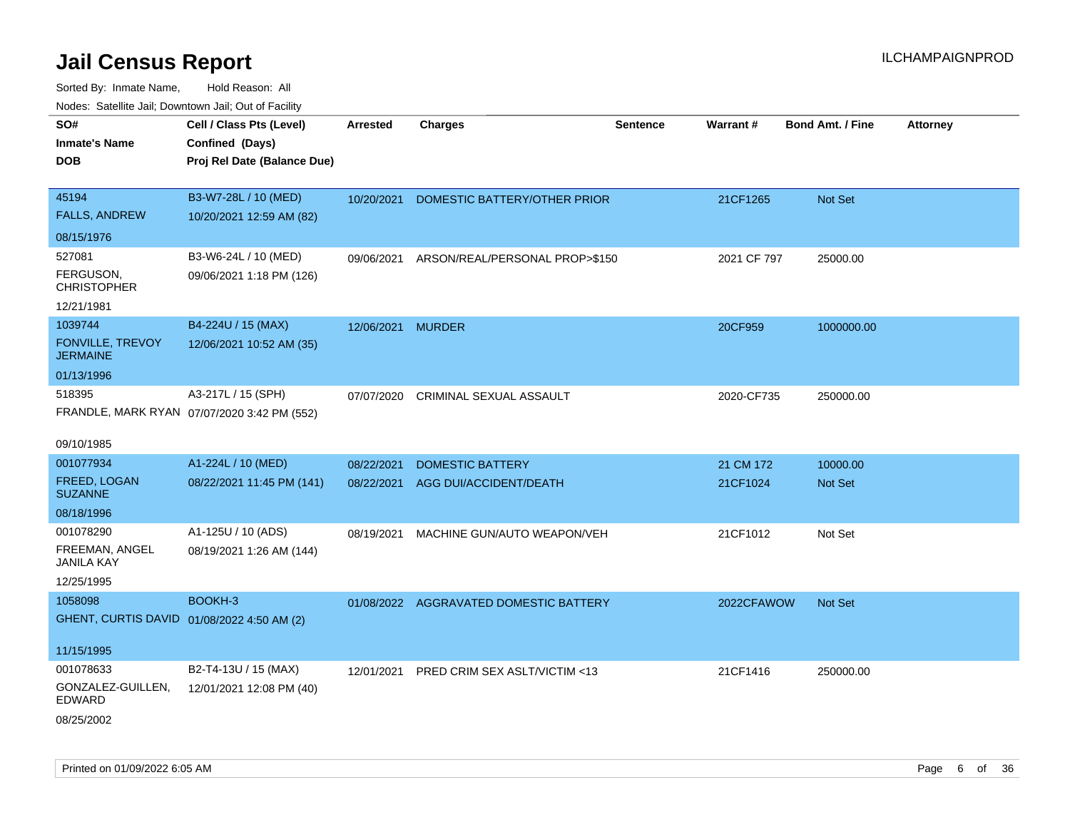# Jail Census Report

ILCHAMPAIGNPROD

Sorted By: Inmate Name, Hold Reason: All

Nodes: Satellite Jail; Downtown Jail; Out of Facility

| SO# / Inmate's Name / DOB | Cell / Class Pts (Level) / Confined (Days) / Proj Rel Date (Balance Due) | Arrested | Charges | Sentence | Warrant # | Bond Amt. / Fine | Attorney |
|---|---|---|---|---|---|---|---|
| 45194<br>FALLS, ANDREW<br>08/15/1976 | B3-W7-28L / 10 (MED)<br>10/20/2021 12:59 AM (82) | 10/20/2021 | DOMESTIC BATTERY/OTHER PRIOR | | 21CF1265 | Not Set | |
| 527081<br>FERGUSON, CHRISTOPHER<br>12/21/1981 | B3-W6-24L / 10 (MED)<br>09/06/2021 1:18 PM (126) | 09/06/2021 | ARSON/REAL/PERSONAL PROP>$150 | | 2021 CF 797 | 25000.00 | |
| 1039744<br>FONVILLE, TREVOY JERMAINE<br>01/13/1996 | B4-224U / 15 (MAX)<br>12/06/2021 10:52 AM (35) | 12/06/2021 | MURDER | | 20CF959 | 1000000.00 | |
| 518395<br>FRANDLE, MARK RYAN<br>09/10/1985 | A3-217L / 15 (SPH)<br>07/07/2020 3:42 PM (552) | 07/07/2020 | CRIMINAL SEXUAL ASSAULT | | 2020-CF735 | 250000.00 | |
| 001077934<br>FREED, LOGAN SUZANNE<br>08/18/1996 | A1-224L / 10 (MED)<br>08/22/2021 11:45 PM (141) | 08/22/2021<br>08/22/2021 | DOMESTIC BATTERY<br>AGG DUI/ACCIDENT/DEATH | | 21 CM 172<br>21CF1024 | 10000.00<br>Not Set | |
| 001078290<br>FREEMAN, ANGEL JANILA KAY<br>12/25/1995 | A1-125U / 10 (ADS)<br>08/19/2021 1:26 AM (144) | 08/19/2021 | MACHINE GUN/AUTO WEAPON/VEH | | 21CF1012 | Not Set | |
| 1058098<br>GHENT, CURTIS DAVID<br>11/15/1995 | BOOKH-3<br>01/08/2022 4:50 AM (2) | 01/08/2022 | AGGRAVATED DOMESTIC BATTERY | | 2022CFAWOW | Not Set | |
| 001078633<br>GONZALEZ-GUILLEN, EDWARD<br>08/25/2002 | B2-T4-13U / 15 (MAX)<br>12/01/2021 12:08 PM (40) | 12/01/2021 | PRED CRIM SEX ASLT/VICTIM <13 | | 21CF1416 | 250000.00 | |

Printed on 01/09/2022 6:05 AM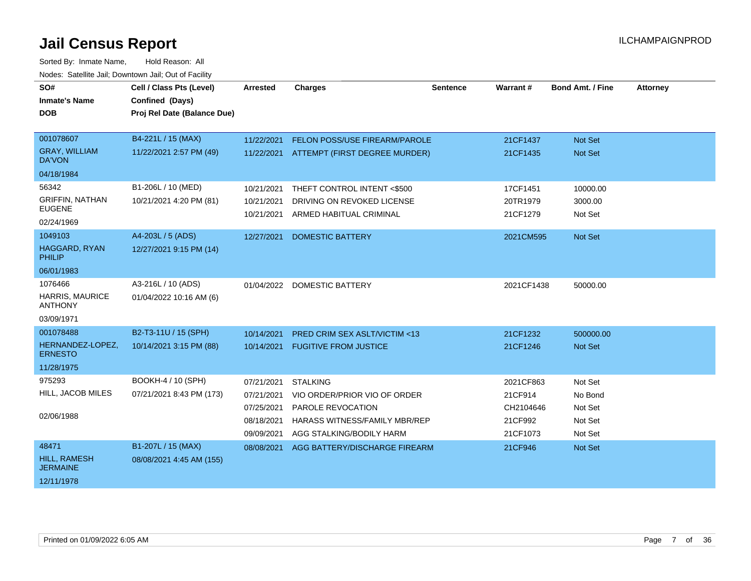# Jail Census Report

Sorted By: Inmate Name, Hold Reason: All

Nodes: Satellite Jail; Downtown Jail; Out of Facility

| SO# / Inmate's Name / DOB | Cell / Class Pts (Level) / Confined (Days) / Proj Rel Date (Balance Due) | Arrested | Charges | Sentence | Warrant # | Bond Amt. / Fine | Attorney |
|---|---|---|---|---|---|---|---|
| 001078607<br>GRAY, WILLIAM DA'VON<br>04/18/1984 | B4-221L / 15 (MAX)<br>11/22/2021 2:57 PM (49) | 11/22/2021 | FELON POSS/USE FIREARM/PAROLE | | 21CF1437 | Not Set | |
| | | 11/22/2021 | ATTEMPT (FIRST DEGREE MURDER) | | 21CF1435 | Not Set | |
| 56342<br>GRIFFIN, NATHAN EUGENE<br>02/24/1969 | B1-206L / 10 (MED)<br>10/21/2021 4:20 PM (81) | 10/21/2021 | THEFT CONTROL INTENT <$500 | | 17CF1451 | 10000.00 | |
| | | 10/21/2021 | DRIVING ON REVOKED LICENSE | | 20TR1979 | 3000.00 | |
| | | 10/21/2021 | ARMED HABITUAL CRIMINAL | | 21CF1279 | Not Set | |
| 1049103<br>HAGGARD, RYAN PHILIP<br>06/01/1983 | A4-203L / 5 (ADS)<br>12/27/2021 9:15 PM (14) | 12/27/2021 | DOMESTIC BATTERY | | 2021CM595 | Not Set | |
| 1076466<br>HARRIS, MAURICE ANTHONY<br>03/09/1971 | A3-216L / 10 (ADS)<br>01/04/2022 10:16 AM (6) | 01/04/2022 | DOMESTIC BATTERY | | 2021CF1438 | 50000.00 | |
| 001078488<br>HERNANDEZ-LOPEZ, ERNESTO<br>11/28/1975 | B2-T3-11U / 15 (SPH)<br>10/14/2021 3:15 PM (88) | 10/14/2021 | PRED CRIM SEX ASLT/VICTIM <13 | | 21CF1232 | 500000.00 | |
| | | 10/14/2021 | FUGITIVE FROM JUSTICE | | 21CF1246 | Not Set | |
| 975293<br>HILL, JACOB MILES<br>02/06/1988 | BOOKH-4 / 10 (SPH)<br>07/21/2021 8:43 PM (173) | 07/21/2021 | STALKING | | 2021CF863 | Not Set | |
| | | 07/21/2021 | VIO ORDER/PRIOR VIO OF ORDER | | 21CF914 | No Bond | |
| | | 07/25/2021 | PAROLE REVOCATION | | CH2104646 | Not Set | |
| | | 08/18/2021 | HARASS WITNESS/FAMILY MBR/REP | | 21CF992 | Not Set | |
| | | 09/09/2021 | AGG STALKING/BODILY HARM | | 21CF1073 | Not Set | |
| 48471<br>HILL, RAMESH JERMAINE<br>12/11/1978 | B1-207L / 15 (MAX)<br>08/08/2021 4:45 AM (155) | 08/08/2021 | AGG BATTERY/DISCHARGE FIREARM | | 21CF946 | Not Set | |

Printed on 01/09/2022 6:05 AM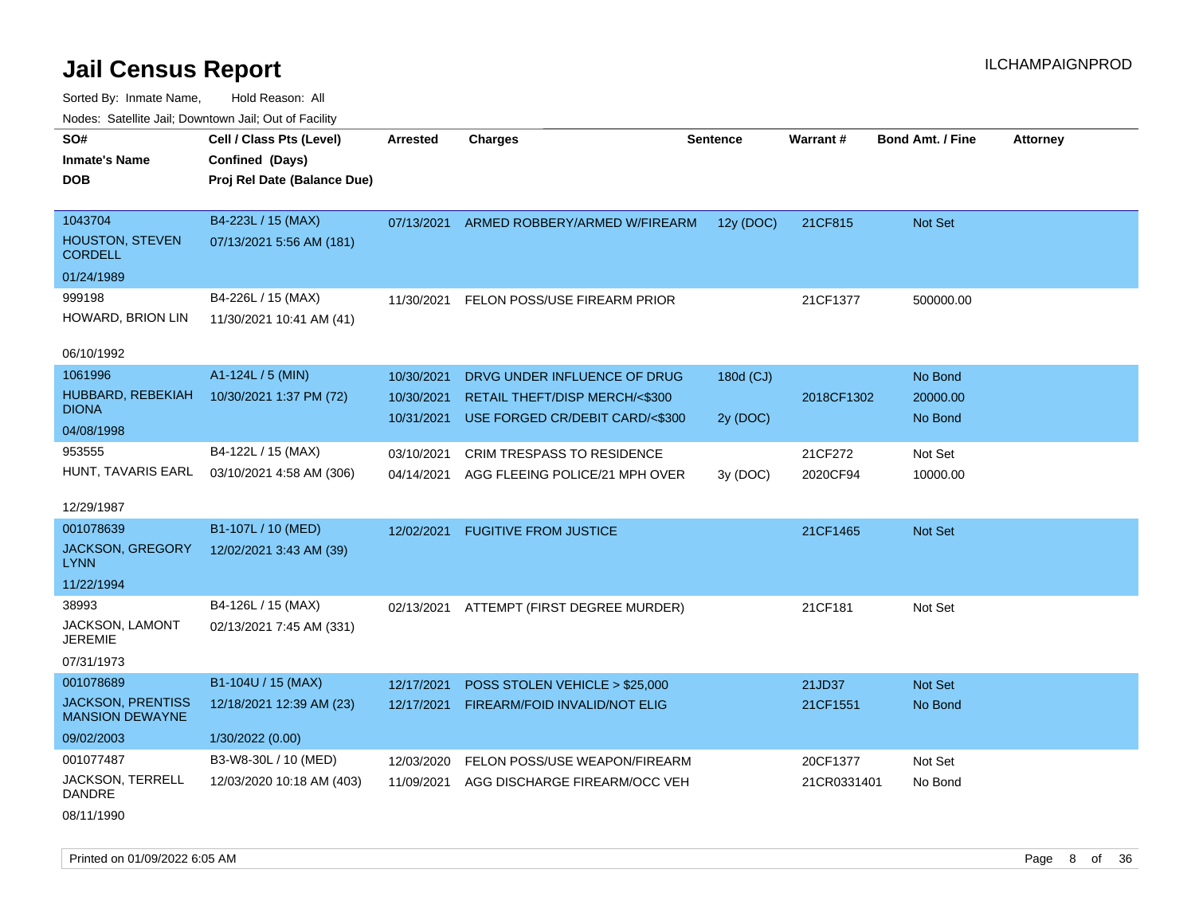# Jail Census Report

ILCHAMPAIGNPROD

Sorted By: Inmate Name, Hold Reason: All

Nodes: Satellite Jail; Downtown Jail; Out of Facility

| SO# / Inmate's Name / DOB | Cell / Class Pts (Level) / Confined (Days) / Proj Rel Date (Balance Due) | Arrested | Charges | Sentence | Warrant # | Bond Amt. / Fine | Attorney |
|---|---|---|---|---|---|---|---|
| 1043704<br>HOUSTON, STEVEN CORDELL<br>01/24/1989 | B4-223L / 15 (MAX)<br>07/13/2021 5:56 AM (181) | 07/13/2021 | ARMED ROBBERY/ARMED W/FIREARM | 12y (DOC) | 21CF815 | Not Set | |
| 999198<br>HOWARD, BRION LIN<br>06/10/1992 | B4-226L / 15 (MAX)<br>11/30/2021 10:41 AM (41) | 11/30/2021 | FELON POSS/USE FIREARM PRIOR | | 21CF1377 | 500000.00 | |
| 1061996<br>HUBBARD, REBEKIAH DIONA<br>04/08/1998 | A1-124L / 5 (MIN)<br>10/30/2021 1:37 PM (72) | 10/30/2021 | DRVG UNDER INFLUENCE OF DRUG | 180d (CJ) | | No Bond | |
| | | 10/30/2021 | RETAIL THEFT/DISP MERCH/<$300 | | 2018CF1302 | 20000.00 | |
| | | 10/31/2021 | USE FORGED CR/DEBIT CARD/<$300 | 2y (DOC) | | No Bond | |
| 953555<br>HUNT, TAVARIS EARL<br>12/29/1987 | B4-122L / 15 (MAX)<br>03/10/2021 4:58 AM (306) | 03/10/2021 | CRIM TRESPASS TO RESIDENCE | | 21CF272 | Not Set | |
| | | 04/14/2021 | AGG FLEEING POLICE/21 MPH OVER | 3y (DOC) | 2020CF94 | 10000.00 | |
| 001078639<br>JACKSON, GREGORY LYNN<br>11/22/1994 | B1-107L / 10 (MED)<br>12/02/2021 3:43 AM (39) | 12/02/2021 | FUGITIVE FROM JUSTICE | | 21CF1465 | Not Set | |
| 38993<br>JACKSON, LAMONT JEREMIE<br>07/31/1973 | B4-126L / 15 (MAX)<br>02/13/2021 7:45 AM (331) | 02/13/2021 | ATTEMPT (FIRST DEGREE MURDER) | | 21CF181 | Not Set | |
| 001078689<br>JACKSON, PRENTISS MANSION DEWAYNE<br>09/02/2003 | B1-104U / 15 (MAX)<br>12/18/2021 12:39 AM (23)<br>1/30/2022 (0.00) | 12/17/2021 | POSS STOLEN VEHICLE > $25,000 | | 21JD37 | Not Set | |
| | | 12/17/2021 | FIREARM/FOID INVALID/NOT ELIG | | 21CF1551 | No Bond | |
| 001077487<br>JACKSON, TERRELL DANDRE<br>08/11/1990 | B3-W8-30L / 10 (MED)<br>12/03/2020 10:18 AM (403) | 12/03/2020 | FELON POSS/USE WEAPON/FIREARM | | 20CF1377 | Not Set | |
| | | 11/09/2021 | AGG DISCHARGE FIREARM/OCC VEH | | 21CR0331401 | No Bond | |

Printed on 01/09/2022 6:05 AM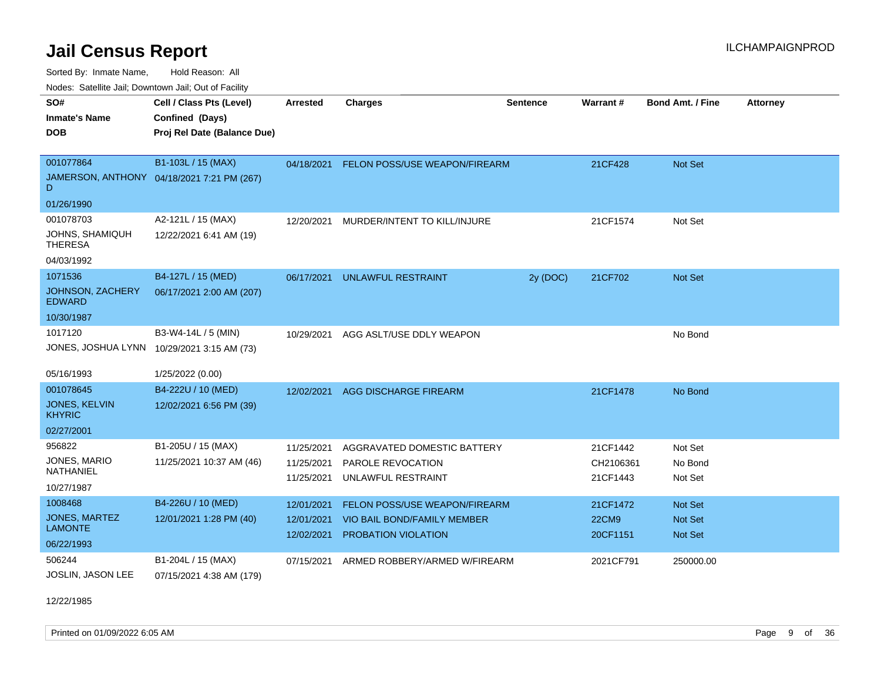# Jail Census Report

ILCHAMPAIGNPROD

Sorted By: Inmate Name, Hold Reason: All

Nodes: Satellite Jail; Downtown Jail; Out of Facility

| SO# / Inmate's Name / DOB | Cell / Class Pts (Level) / Confined (Days) / Proj Rel Date (Balance Due) | Arrested | Charges | Sentence | Warrant # | Bond Amt. / Fine | Attorney |
|---|---|---|---|---|---|---|---|
| 001077864<br>JAMERSON, ANTHONY D<br>01/26/1990 | B1-103L / 15 (MAX)<br>04/18/2021 7:21 PM (267) | 04/18/2021 | FELON POSS/USE WEAPON/FIREARM | | 21CF428 | Not Set | |
| 001078703<br>JOHNS, SHAMIQUH THERESA<br>04/03/1992 | A2-121L / 15 (MAX)<br>12/22/2021 6:41 AM (19) | 12/20/2021 | MURDER/INTENT TO KILL/INJURE | | 21CF1574 | Not Set | |
| 1071536<br>JOHNSON, ZACHERY EDWARD<br>10/30/1987 | B4-127L / 15 (MED)<br>06/17/2021 2:00 AM (207) | 06/17/2021 | UNLAWFUL RESTRAINT | 2y (DOC) | 21CF702 | Not Set | |
| 1017120<br>JONES, JOSHUA LYNN<br>05/16/1993 | B3-W4-14L / 5 (MIN)<br>10/29/2021 3:15 AM (73)<br>1/25/2022 (0.00) | 10/29/2021 | AGG ASLT/USE DDLY WEAPON | | | No Bond | |
| 001078645<br>JONES, KELVIN KHYRIC<br>02/27/2001 | B4-222U / 10 (MED)<br>12/02/2021 6:56 PM (39) | 12/02/2021 | AGG DISCHARGE FIREARM | | 21CF1478 | No Bond | |
| 956822<br>JONES, MARIO NATHANIEL<br>10/27/1987 | B1-205U / 15 (MAX)<br>11/25/2021 10:37 AM (46) | 11/25/2021<br>11/25/2021<br>11/25/2021 | AGGRAVATED DOMESTIC BATTERY<br>PAROLE REVOCATION<br>UNLAWFUL RESTRAINT | | 21CF1442<br>CH2106361<br>21CF1443 | Not Set<br>No Bond<br>Not Set | |
| 1008468<br>JONES, MARTEZ LAMONTE<br>06/22/1993 | B4-226U / 10 (MED)<br>12/01/2021 1:28 PM (40) | 12/01/2021<br>12/01/2021<br>12/02/2021 | FELON POSS/USE WEAPON/FIREARM<br>VIO BAIL BOND/FAMILY MEMBER<br>PROBATION VIOLATION | | 21CF1472<br>22CM9<br>20CF1151 | Not Set<br>Not Set<br>Not Set | |
| 506244<br>JOSLIN, JASON LEE<br>12/22/1985 | B1-204L / 15 (MAX)<br>07/15/2021 4:38 AM (179) | 07/15/2021 | ARMED ROBBERY/ARMED W/FIREARM | | 2021CF791 | 250000.00 | |

Printed on 01/09/2022 6:05 AM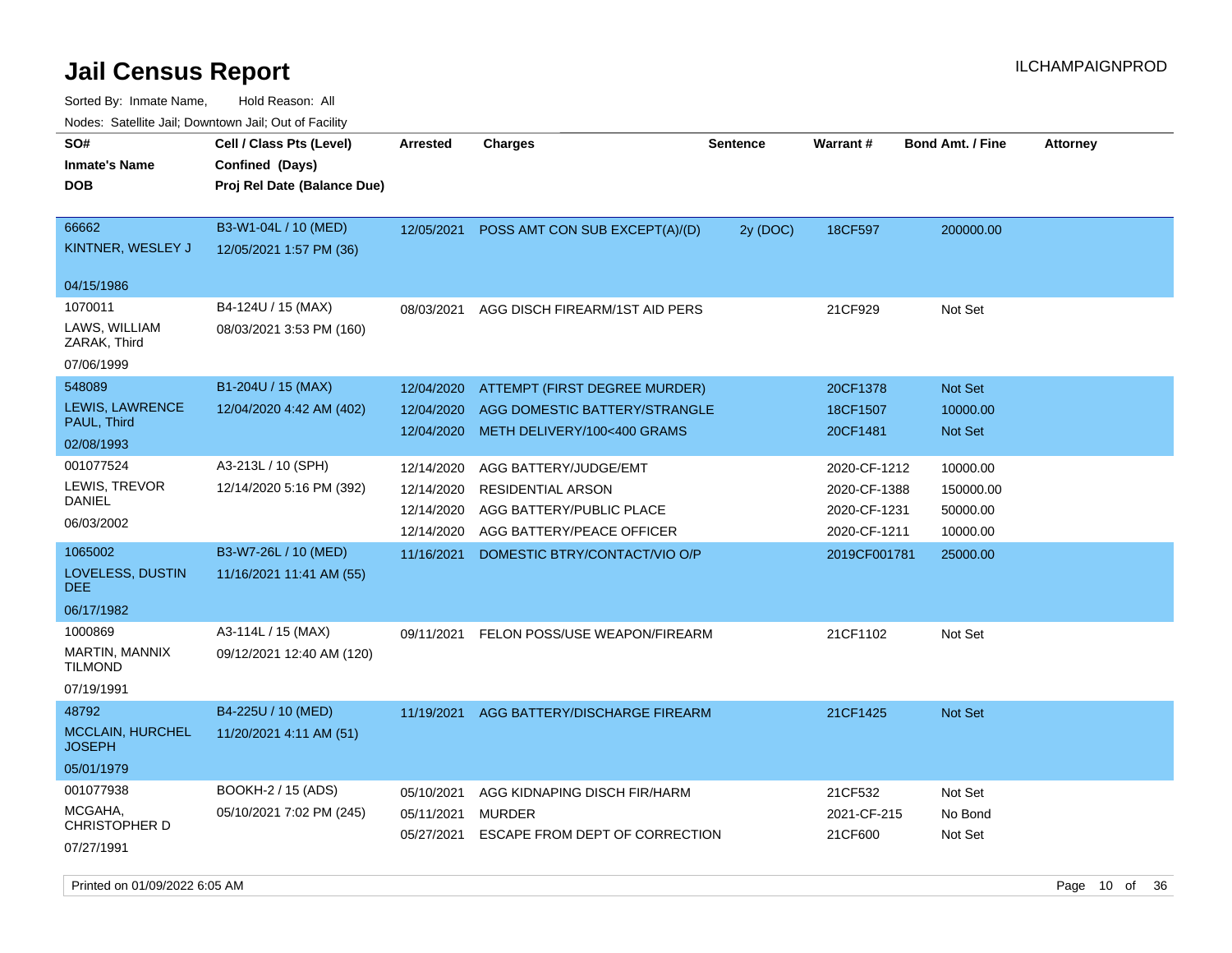# Jail Census Report

ILCHAMPAIGNPROD

Sorted By: Inmate Name, Hold Reason: All

Nodes: Satellite Jail; Downtown Jail; Out of Facility

| SO# / Inmate's Name / DOB | Cell / Class Pts (Level) / Confined (Days) / Proj Rel Date (Balance Due) | Arrested | Charges | Sentence | Warrant # | Bond Amt. / Fine | Attorney |
|---|---|---|---|---|---|---|---|
| 66662<br>KINTNER, WESLEY J<br>04/15/1986 | B3-W1-04L / 10 (MED)<br>12/05/2021 1:57 PM (36) | 12/05/2021 | POSS AMT CON SUB EXCEPT(A)/(D) | 2y (DOC) | 18CF597 | 200000.00 | |
| 1070011<br>LAWS, WILLIAM ZARAK, Third<br>07/06/1999 | B4-124U / 15 (MAX)<br>08/03/2021 3:53 PM (160) | 08/03/2021 | AGG DISCH FIREARM/1ST AID PERS | | 21CF929 | Not Set | |
| 548089<br>LEWIS, LAWRENCE PAUL, Third<br>02/08/1993 | B1-204U / 15 (MAX)<br>12/04/2020 4:42 AM (402) | 12/04/2020<br>12/04/2020<br>12/04/2020 | ATTEMPT (FIRST DEGREE MURDER)<br>AGG DOMESTIC BATTERY/STRANGLE<br>METH DELIVERY/100<400 GRAMS | | 20CF1378<br>18CF1507<br>20CF1481 | Not Set<br>10000.00<br>Not Set | |
| 001077524<br>LEWIS, TREVOR DANIEL<br>06/03/2002 | A3-213L / 10 (SPH)<br>12/14/2020 5:16 PM (392) | 12/14/2020<br>12/14/2020<br>12/14/2020<br>12/14/2020 | AGG BATTERY/JUDGE/EMT<br>RESIDENTIAL ARSON<br>AGG BATTERY/PUBLIC PLACE<br>AGG BATTERY/PEACE OFFICER | | 2020-CF-1212<br>2020-CF-1388<br>2020-CF-1231<br>2020-CF-1211 | 10000.00<br>150000.00<br>50000.00<br>10000.00 | |
| 1065002<br>LOVELESS, DUSTIN DEE<br>06/17/1982 | B3-W7-26L / 10 (MED)<br>11/16/2021 11:41 AM (55) | 11/16/2021 | DOMESTIC BTRY/CONTACT/VIO O/P | | 2019CF001781 | 25000.00 | |
| 1000869<br>MARTIN, MANNIX TILMOND<br>07/19/1991 | A3-114L / 15 (MAX)<br>09/12/2021 12:40 AM (120) | 09/11/2021 | FELON POSS/USE WEAPON/FIREARM | | 21CF1102 | Not Set | |
| 48792<br>MCCLAIN, HURCHEL JOSEPH<br>05/01/1979 | B4-225U / 10 (MED)<br>11/20/2021 4:11 AM (51) | 11/19/2021 | AGG BATTERY/DISCHARGE FIREARM | | 21CF1425 | Not Set | |
| 001077938<br>MCGAHA, CHRISTOPHER D<br>07/27/1991 | BOOKH-2 / 15 (ADS)<br>05/10/2021 7:02 PM (245) | 05/10/2021<br>05/11/2021<br>05/27/2021 | AGG KIDNAPING DISCH FIR/HARM<br>MURDER<br>ESCAPE FROM DEPT OF CORRECTION | | 21CF532<br>2021-CF-215<br>21CF600 | Not Set<br>No Bond<br>Not Set | |

Printed on 01/09/2022 6:05 AM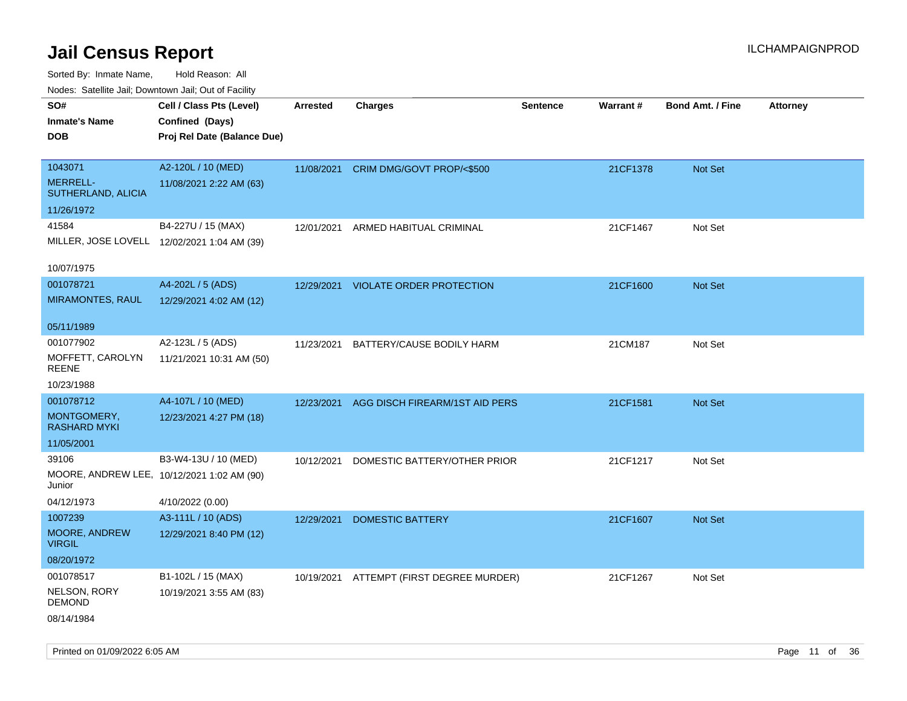# Jail Census Report

ILCHAMPAIGNPROD

Sorted By: Inmate Name, Hold Reason: All

Nodes: Satellite Jail; Downtown Jail; Out of Facility

| SO# / Inmate's Name / DOB | Cell / Class Pts (Level) / Confined (Days) / Proj Rel Date (Balance Due) | Arrested | Charges | Sentence | Warrant # | Bond Amt. / Fine | Attorney |
|---|---|---|---|---|---|---|---|
| 1043071<br>MERRELL-SUTHERLAND, ALICIA<br>11/26/1972 | A2-120L / 10 (MED)<br>11/08/2021 2:22 AM (63) | 11/08/2021 | CRIM DMG/GOVT PROP/<$500 | | 21CF1378 | Not Set | |
| 41584<br>MILLER, JOSE LOVELL<br>10/07/1975 | B4-227U / 15 (MAX)<br>12/02/2021 1:04 AM (39) | 12/01/2021 | ARMED HABITUAL CRIMINAL | | 21CF1467 | Not Set | |
| 001078721<br>MIRAMONTES, RAUL<br>05/11/1989 | A4-202L / 5 (ADS)<br>12/29/2021 4:02 AM (12) | 12/29/2021 | VIOLATE ORDER PROTECTION | | 21CF1600 | Not Set | |
| 001077902<br>MOFFETT, CAROLYN REENE<br>10/23/1988 | A2-123L / 5 (ADS)<br>11/21/2021 10:31 AM (50) | 11/23/2021 | BATTERY/CAUSE BODILY HARM | | 21CM187 | Not Set | |
| 001078712<br>MONTGOMERY, RASHARD MYKI<br>11/05/2001 | A4-107L / 10 (MED)<br>12/23/2021 4:27 PM (18) | 12/23/2021 | AGG DISCH FIREARM/1ST AID PERS | | 21CF1581 | Not Set | |
| 39106<br>MOORE, ANDREW LEE, Junior<br>04/12/1973 | B3-W4-13U / 10 (MED)<br>10/12/2021 1:02 AM (90)<br>4/10/2022 (0.00) | 10/12/2021 | DOMESTIC BATTERY/OTHER PRIOR | | 21CF1217 | Not Set | |
| 1007239<br>MOORE, ANDREW VIRGIL<br>08/20/1972 | A3-111L / 10 (ADS)<br>12/29/2021 8:40 PM (12) | 12/29/2021 | DOMESTIC BATTERY | | 21CF1607 | Not Set | |
| 001078517<br>NELSON, RORY DEMOND<br>08/14/1984 | B1-102L / 15 (MAX)<br>10/19/2021 3:55 AM (83) | 10/19/2021 | ATTEMPT (FIRST DEGREE MURDER) | | 21CF1267 | Not Set | |

Printed on 01/09/2022 6:05 AM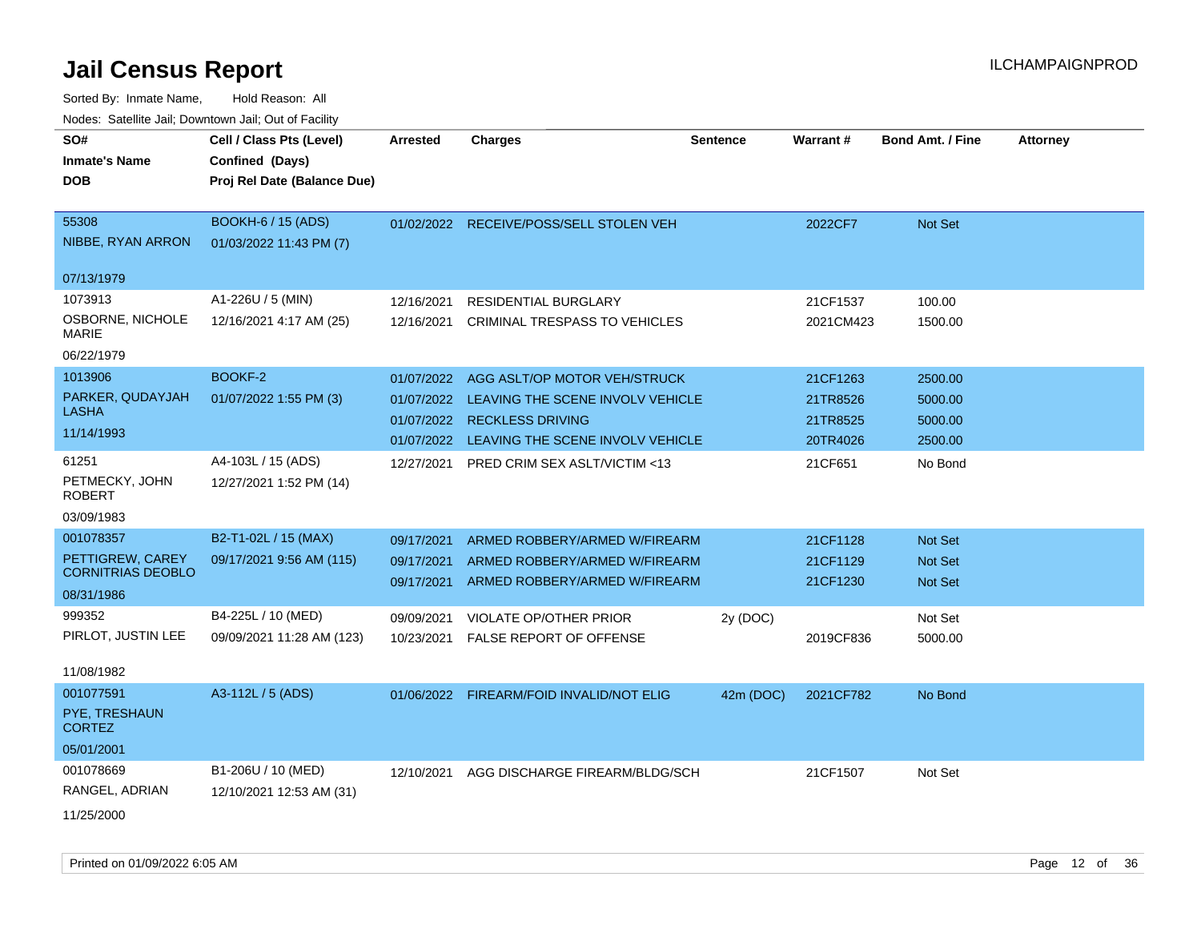# Jail Census Report

ILCHAMPAIGNPROD

Sorted By: Inmate Name, Hold Reason: All

Nodes: Satellite Jail; Downtown Jail; Out of Facility

| SO# / Inmate's Name / DOB | Cell / Class Pts (Level) / Confined (Days) / Proj Rel Date (Balance Due) | Arrested | Charges | Sentence | Warrant # | Bond Amt. / Fine | Attorney |
|---|---|---|---|---|---|---|---|
| 55308<br>NIBBE, RYAN ARRON<br>07/13/1979 | BOOKH-6 / 15 (ADS)<br>01/03/2022 11:43 PM (7) | 01/02/2022 | RECEIVE/POSS/SELL STOLEN VEH | | 2022CF7 | Not Set | |
| 1073913<br>OSBORNE, NICHOLE MARIE<br>06/22/1979 | A1-226U / 5 (MIN)<br>12/16/2021 4:17 AM (25) | 12/16/2021 | RESIDENTIAL BURGLARY | | 21CF1537 | 100.00 | |
| | | 12/16/2021 | CRIMINAL TRESPASS TO VEHICLES | | 2021CM423 | 1500.00 | |
| 1013906<br>PARKER, QUDAYJAH LASHA<br>11/14/1993 | BOOKF-2<br>01/07/2022 1:55 PM (3) | 01/07/2022 | AGG ASLT/OP MOTOR VEH/STRUCK | | 21CF1263 | 2500.00 | |
| | | 01/07/2022 | LEAVING THE SCENE INVOLV VEHICLE | | 21TR8526 | 5000.00 | |
| | | 01/07/2022 | RECKLESS DRIVING | | 21TR8525 | 5000.00 | |
| | | 01/07/2022 | LEAVING THE SCENE INVOLV VEHICLE | | 20TR4026 | 2500.00 | |
| 61251<br>PETMECKY, JOHN ROBERT<br>03/09/1983 | A4-103L / 15 (ADS)<br>12/27/2021 1:52 PM (14) | 12/27/2021 | PRED CRIM SEX ASLT/VICTIM <13 | | 21CF651 | No Bond | |
| 001078357<br>PETTIGREW, CAREY CORNITRIAS DEOBLO<br>08/31/1986 | B2-T1-02L / 15 (MAX)<br>09/17/2021 9:56 AM (115) | 09/17/2021 | ARMED ROBBERY/ARMED W/FIREARM | | 21CF1128 | Not Set | |
| | | 09/17/2021 | ARMED ROBBERY/ARMED W/FIREARM | | 21CF1129 | Not Set | |
| | | 09/17/2021 | ARMED ROBBERY/ARMED W/FIREARM | | 21CF1230 | Not Set | |
| 999352<br>PIRLOT, JUSTIN LEE<br>11/08/1982 | B4-225L / 10 (MED)<br>09/09/2021 11:28 AM (123) | 09/09/2021 | VIOLATE OP/OTHER PRIOR | 2y (DOC) | | Not Set | |
| | | 10/23/2021 | FALSE REPORT OF OFFENSE | | 2019CF836 | 5000.00 | |
| 001077591<br>PYE, TRESHAUN CORTEZ<br>05/01/2001 | A3-112L / 5 (ADS) | 01/06/2022 | FIREARM/FOID INVALID/NOT ELIG | 42m (DOC) | 2021CF782 | No Bond | |
| 001078669<br>RANGEL, ADRIAN<br>11/25/2000 | B1-206U / 10 (MED)<br>12/10/2021 12:53 AM (31) | 12/10/2021 | AGG DISCHARGE FIREARM/BLDG/SCH | | 21CF1507 | Not Set | |

Printed on 01/09/2022 6:05 AM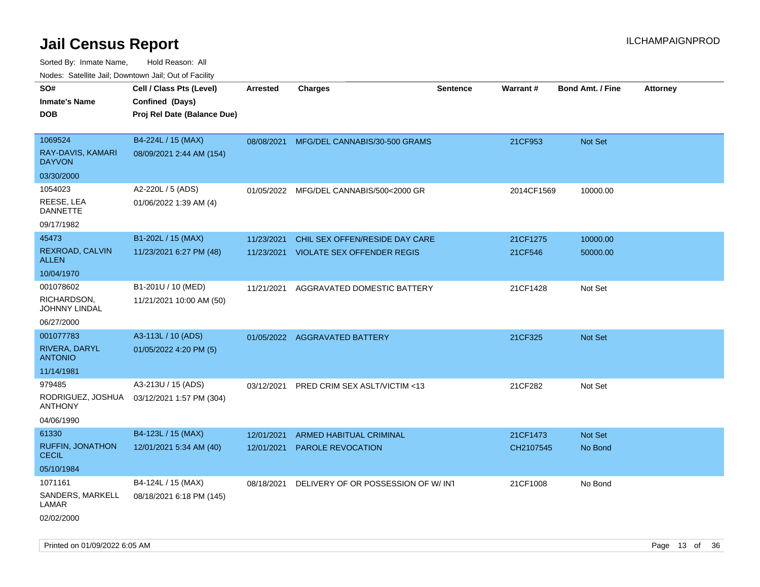# Jail Census Report

Sorted By: Inmate Name, Hold Reason: All

Nodes: Satellite Jail; Downtown Jail; Out of Facility

| SO#<br>Inmate's Name<br>DOB | Cell / Class Pts (Level)<br>Confined (Days)<br>Proj Rel Date (Balance Due) | Arrested | Charges | Sentence | Warrant # | Bond Amt. / Fine | Attorney |
|---|---|---|---|---|---|---|---|
| 1069524<br>RAY-DAVIS, KAMARI DAYVON<br>03/30/2000 | B4-224L / 15 (MAX)<br>08/09/2021 2:44 AM (154) | 08/08/2021 | MFG/DEL CANNABIS/30-500 GRAMS | | 21CF953 | Not Set | |
| 1054023<br>REESE, LEA DANNETTE<br>09/17/1982 | A2-220L / 5 (ADS)<br>01/06/2022 1:39 AM (4) | 01/05/2022 | MFG/DEL CANNABIS/500<2000 GR | | 2014CF1569 | 10000.00 | |
| 45473<br>REXROAD, CALVIN ALLEN<br>10/04/1970 | B1-202L / 15 (MAX)<br>11/23/2021 6:27 PM (48) | 11/23/2021 | CHIL SEX OFFEN/RESIDE DAY CARE | | 21CF1275 | 10000.00 | |
| | | 11/23/2021 | VIOLATE SEX OFFENDER REGIS | | 21CF546 | 50000.00 | |
| 001078602<br>RICHARDSON, JOHNNY LINDAL<br>06/27/2000 | B1-201U / 10 (MED)<br>11/21/2021 10:00 AM (50) | 11/21/2021 | AGGRAVATED DOMESTIC BATTERY | | 21CF1428 | Not Set | |
| 001077783<br>RIVERA, DARYL ANTONIO<br>11/14/1981 | A3-113L / 10 (ADS)<br>01/05/2022 4:20 PM (5) | 01/05/2022 | AGGRAVATED BATTERY | | 21CF325 | Not Set | |
| 979485<br>RODRIGUEZ, JOSHUA ANTHONY<br>04/06/1990 | A3-213U / 15 (ADS)<br>03/12/2021 1:57 PM (304) | 03/12/2021 | PRED CRIM SEX ASLT/VICTIM <13 | | 21CF282 | Not Set | |
| 61330<br>RUFFIN, JONATHON CECIL<br>05/10/1984 | B4-123L / 15 (MAX)<br>12/01/2021 5:34 AM (40) | 12/01/2021 | ARMED HABITUAL CRIMINAL | | 21CF1473 | Not Set | |
| | | 12/01/2021 | PAROLE REVOCATION | | CH2107545 | No Bond | |
| 1071161<br>SANDERS, MARKELL LAMAR<br>02/02/2000 | B4-124L / 15 (MAX)<br>08/18/2021 6:18 PM (145) | 08/18/2021 | DELIVERY OF OR POSSESSION OF W/ INT | | 21CF1008 | No Bond | |

Printed on 01/09/2022 6:05 AM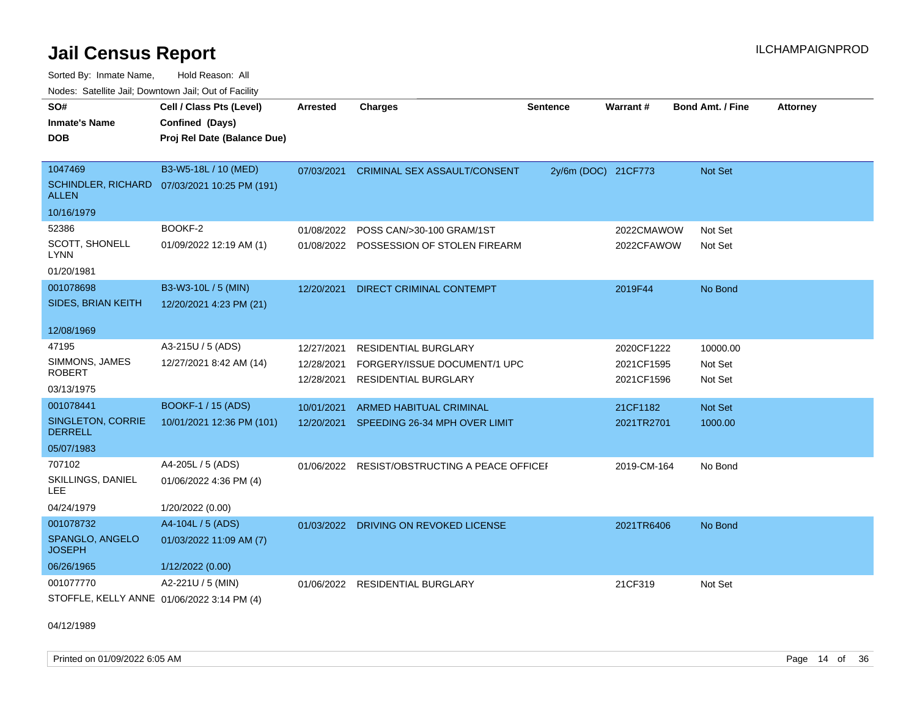# Jail Census Report

ILCHAMPAIGNPROD

Sorted By: Inmate Name, Hold Reason: All

Nodes: Satellite Jail; Downtown Jail; Out of Facility

| SO# / Inmate's Name / DOB | Cell / Class Pts (Level) / Confined (Days) / Proj Rel Date (Balance Due) | Arrested | Charges | Sentence | Warrant # | Bond Amt. / Fine | Attorney |
|---|---|---|---|---|---|---|---|
| 1047469<br>SCHINDLER, RICHARD ALLEN<br>10/16/1979 | B3-W5-18L / 10 (MED)<br>07/03/2021 10:25 PM (191) | 07/03/2021 | CRIMINAL SEX ASSAULT/CONSENT | 2y/6m (DOC) | 21CF773 | Not Set | |
| 52386<br>SCOTT, SHONELL LYNN<br>01/20/1981 | BOOKF-2<br>01/09/2022 12:19 AM (1) | 01/08/2022<br>01/08/2022 | POSS CAN/>30-100 GRAM/1ST<br>POSSESSION OF STOLEN FIREARM | | 2022CMAWOW<br>2022CFAWOW | Not Set<br>Not Set | |
| 001078698<br>SIDES, BRIAN KEITH<br>12/08/1969 | B3-W3-10L / 5 (MIN)<br>12/20/2021 4:23 PM (21) | 12/20/2021 | DIRECT CRIMINAL CONTEMPT | | 2019F44 | No Bond | |
| 47195<br>SIMMONS, JAMES ROBERT<br>03/13/1975 | A3-215U / 5 (ADS)<br>12/27/2021 8:42 AM (14) | 12/27/2021<br>12/28/2021<br>12/28/2021 | RESIDENTIAL BURGLARY<br>FORGERY/ISSUE DOCUMENT/1 UPC<br>RESIDENTIAL BURGLARY | | 2020CF1222<br>2021CF1595<br>2021CF1596 | 10000.00<br>Not Set<br>Not Set | |
| 001078441<br>SINGLETON, CORRIE DERRELL<br>05/07/1983 | BOOKF-1 / 15 (ADS)<br>10/01/2021 12:36 PM (101) | 10/01/2021<br>12/20/2021 | ARMED HABITUAL CRIMINAL<br>SPEEDING 26-34 MPH OVER LIMIT | | 21CF1182<br>2021TR2701 | Not Set<br>1000.00 | |
| 707102<br>SKILLINGS, DANIEL LEE<br>04/24/1979 | A4-205L / 5 (ADS)<br>01/06/2022 4:36 PM (4)<br>1/20/2022 (0.00) | 01/06/2022 | RESIST/OBSTRUCTING A PEACE OFFICEI | | 2019-CM-164 | No Bond | |
| 001078732<br>SPANGLO, ANGELO JOSEPH<br>06/26/1965 | A4-104L / 5 (ADS)<br>01/03/2022 11:09 AM (7)<br>1/12/2022 (0.00) | 01/03/2022 | DRIVING ON REVOKED LICENSE | | 2021TR6406 | No Bond | |
| 001077770<br>STOFFLE, KELLY ANNE<br>04/12/1989 | A2-221U / 5 (MIN)<br>01/06/2022 3:14 PM (4) | 01/06/2022 | RESIDENTIAL BURGLARY | | 21CF319 | Not Set | |

Printed on 01/09/2022 6:05 AM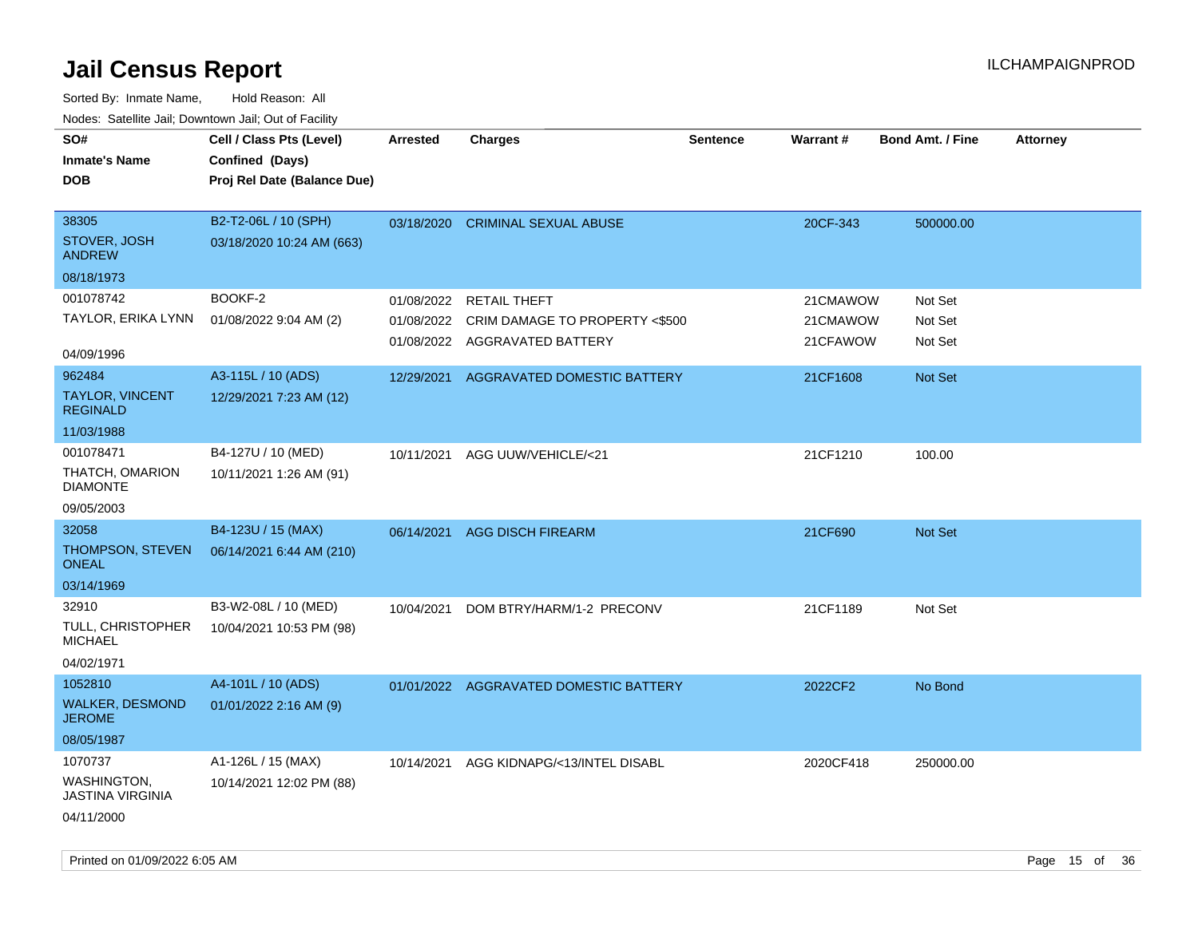# Jail Census Report

Sorted By: Inmate Name, Hold Reason: All

Nodes: Satellite Jail; Downtown Jail; Out of Facility

| SO# / Inmate's Name / DOB | Cell / Class Pts (Level) / Confined (Days) / Proj Rel Date (Balance Due) | Arrested | Charges | Sentence | Warrant # | Bond Amt. / Fine | Attorney |
|---|---|---|---|---|---|---|---|
| 38305<br>STOVER, JOSH ANDREW<br>08/18/1973 | B2-T2-06L / 10 (SPH)<br>03/18/2020 10:24 AM (663) | 03/18/2020 | CRIMINAL SEXUAL ABUSE | | 20CF-343 | 500000.00 | |
| 001078742<br>TAYLOR, ERIKA LYNN<br>04/09/1996 | BOOKF-2<br>01/08/2022 9:04 AM (2) | 01/08/2022<br>01/08/2022<br>01/08/2022 | RETAIL THEFT<br>CRIM DAMAGE TO PROPERTY <$500<br>AGGRAVATED BATTERY | | 21CMAWOW<br>21CMAWOW<br>21CFAWOW | Not Set<br>Not Set<br>Not Set | |
| 962484<br>TAYLOR, VINCENT REGINALD<br>11/03/1988 | A3-115L / 10 (ADS)<br>12/29/2021 7:23 AM (12) | 12/29/2021 | AGGRAVATED DOMESTIC BATTERY | | 21CF1608 | Not Set | |
| 001078471<br>THATCH, OMARION DIAMONTE<br>09/05/2003 | B4-127U / 10 (MED)<br>10/11/2021 1:26 AM (91) | 10/11/2021 | AGG UUW/VEHICLE/<21 | | 21CF1210 | 100.00 | |
| 32058<br>THOMPSON, STEVEN ONEAL<br>03/14/1969 | B4-123U / 15 (MAX)<br>06/14/2021 6:44 AM (210) | 06/14/2021 | AGG DISCH FIREARM | | 21CF690 | Not Set | |
| 32910<br>TULL, CHRISTOPHER MICHAEL<br>04/02/1971 | B3-W2-08L / 10 (MED)<br>10/04/2021 10:53 PM (98) | 10/04/2021 | DOM BTRY/HARM/1-2 PRECONV | | 21CF1189 | Not Set | |
| 1052810<br>WALKER, DESMOND JEROME<br>08/05/1987 | A4-101L / 10 (ADS)<br>01/01/2022 2:16 AM (9) | 01/01/2022 | AGGRAVATED DOMESTIC BATTERY | | 2022CF2 | No Bond | |
| 1070737<br>WASHINGTON, JASTINA VIRGINIA<br>04/11/2000 | A1-126L / 15 (MAX)<br>10/14/2021 12:02 PM (88) | 10/14/2021 | AGG KIDNAPG/<13/INTEL DISABL | | 2020CF418 | 250000.00 | |

Printed on 01/09/2022 6:05 AM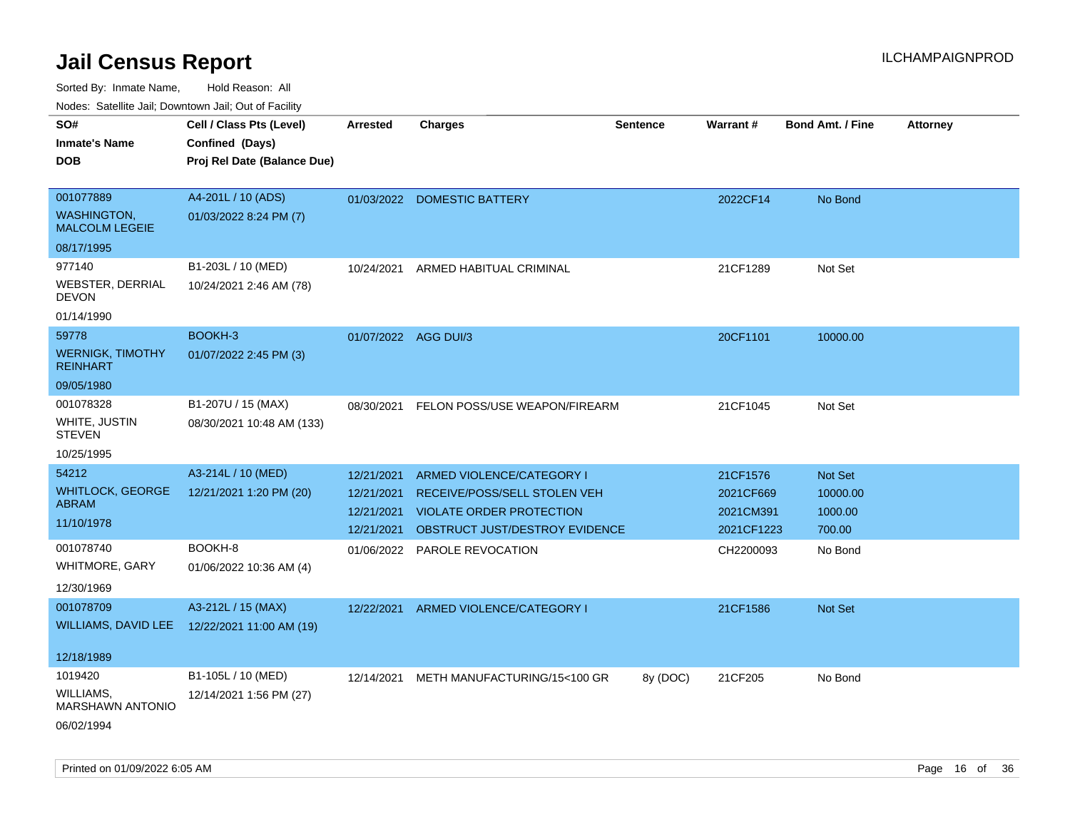# Jail Census Report

ILCHAMPAIGNPROD

Sorted By: Inmate Name, Hold Reason: All

Nodes: Satellite Jail; Downtown Jail; Out of Facility

| SO# / Inmate's Name / DOB | Cell / Class Pts (Level) / Confined (Days) / Proj Rel Date (Balance Due) | Arrested | Charges | Sentence | Warrant # | Bond Amt. / Fine | Attorney |
|---|---|---|---|---|---|---|---|
| 001077889 WASHINGTON, MALCOLM LEGEIE 08/17/1995 | A4-201L / 10 (ADS) 01/03/2022 8:24 PM (7) | 01/03/2022 | DOMESTIC BATTERY | | 2022CF14 | No Bond | |
| 977140 WEBSTER, DERRIAL DEVON 01/14/1990 | B1-203L / 10 (MED) 10/24/2021 2:46 AM (78) | 10/24/2021 | ARMED HABITUAL CRIMINAL | | 21CF1289 | Not Set | |
| 59778 WERNIGK, TIMOTHY REINHART 09/05/1980 | BOOKH-3 01/07/2022 2:45 PM (3) | 01/07/2022 | AGG DUI/3 | | 20CF1101 | 10000.00 | |
| 001078328 WHITE, JUSTIN STEVEN 10/25/1995 | B1-207U / 15 (MAX) 08/30/2021 10:48 AM (133) | 08/30/2021 | FELON POSS/USE WEAPON/FIREARM | | 21CF1045 | Not Set | |
| 54212 WHITLOCK, GEORGE ABRAM 11/10/1978 | A3-214L / 10 (MED) 12/21/2021 1:20 PM (20) | 12/21/2021 | ARMED VIOLENCE/CATEGORY I | | 21CF1576 | Not Set | |
| | | 12/21/2021 | RECEIVE/POSS/SELL STOLEN VEH | | 2021CF669 | 10000.00 | |
| | | 12/21/2021 | VIOLATE ORDER PROTECTION | | 2021CM391 | 1000.00 | |
| | | 12/21/2021 | OBSTRUCT JUST/DESTROY EVIDENCE | | 2021CF1223 | 700.00 | |
| 001078740 WHITMORE, GARY 12/30/1969 | BOOKH-8 01/06/2022 10:36 AM (4) | 01/06/2022 | PAROLE REVOCATION | | CH2200093 | No Bond | |
| 001078709 WILLIAMS, DAVID LEE 12/18/1989 | A3-212L / 15 (MAX) 12/22/2021 11:00 AM (19) | 12/22/2021 | ARMED VIOLENCE/CATEGORY I | | 21CF1586 | Not Set | |
| 1019420 WILLIAMS, MARSHAWN ANTONIO 06/02/1994 | B1-105L / 10 (MED) 12/14/2021 1:56 PM (27) | 12/14/2021 | METH MANUFACTURING/15<100 GR | 8y (DOC) | 21CF205 | No Bond | |

Printed on 01/09/2022 6:05 AM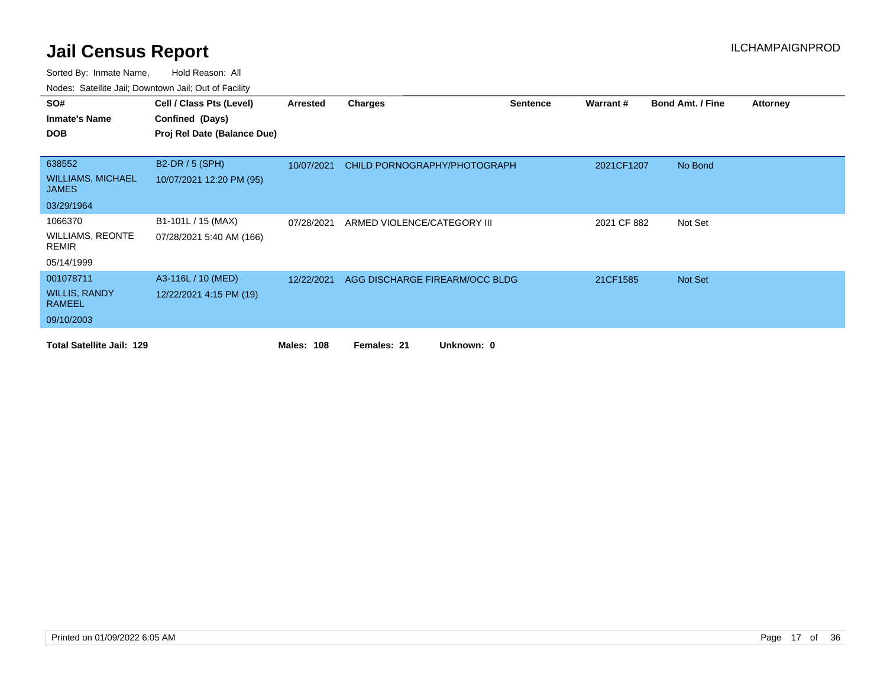# Jail Census Report

ILCHAMPAIGNPROD

Sorted By: Inmate Name, Hold Reason: All

Nodes: Satellite Jail; Downtown Jail; Out of Facility

| SO# / Inmate's Name / DOB | Cell / Class Pts (Level) / Confined (Days) / Proj Rel Date (Balance Due) | Arrested | Charges | Sentence | Warrant # | Bond Amt. / Fine | Attorney |
|---|---|---|---|---|---|---|---|
| 638552<br>WILLIAMS, MICHAEL JAMES<br>03/29/1964 | B2-DR / 5 (SPH)<br>10/07/2021 12:20 PM (95) | 10/07/2021 | CHILD PORNOGRAPHY/PHOTOGRAPH | | 2021CF1207 | No Bond | |
| 1066370<br>WILLIAMS, REONTE REMIR<br>05/14/1999 | B1-101L / 15 (MAX)<br>07/28/2021 5:40 AM (166) | 07/28/2021 | ARMED VIOLENCE/CATEGORY III | | 2021 CF 882 | Not Set | |
| 001078711<br>WILLIS, RANDY RAMEEL<br>09/10/2003 | A3-116L / 10 (MED)<br>12/22/2021 4:15 PM (19) | 12/22/2021 | AGG DISCHARGE FIREARM/OCC BLDG | | 21CF1585 | Not Set | |

**Total Satellite Jail: 129** **Males: 108** **Females: 21** **Unknown: 0**

Printed on 01/09/2022 6:05 AM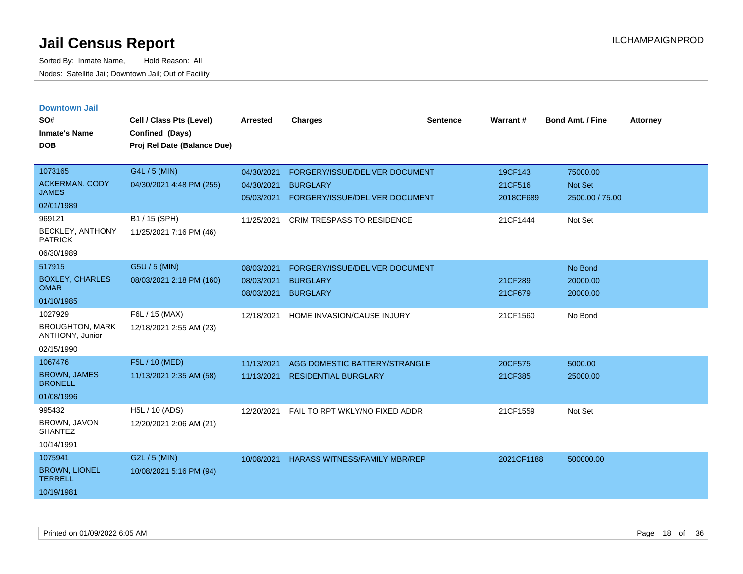# Jail Census Report

Sorted By: Inmate Name, Hold Reason: All

Nodes: Satellite Jail; Downtown Jail; Out of Facility

ILCHAMPAIGNPROD

## Downtown Jail

| SO# / Inmate's Name / DOB | Cell / Class Pts (Level) / Confined (Days) / Proj Rel Date (Balance Due) | Arrested | Charges | Sentence | Warrant # | Bond Amt. / Fine | Attorney |
|---|---|---|---|---|---|---|---|
| 1073165 ACKERMAN, CODY JAMES 02/01/1989 | G4L / 5 (MIN) 04/30/2021 4:48 PM (255) | 04/30/2021 | FORGERY/ISSUE/DELIVER DOCUMENT | | 19CF143 | 75000.00 | |
| | | 04/30/2021 | BURGLARY | | 21CF516 | Not Set | |
| | | 05/03/2021 | FORGERY/ISSUE/DELIVER DOCUMENT | | 2018CF689 | 2500.00 / 75.00 | |
| 969121 BECKLEY, ANTHONY PATRICK 06/30/1989 | B1 / 15 (SPH) 11/25/2021 7:16 PM (46) | 11/25/2021 | CRIM TRESPASS TO RESIDENCE | | 21CF1444 | Not Set | |
| 517915 BOXLEY, CHARLES OMAR 01/10/1985 | G5U / 5 (MIN) 08/03/2021 2:18 PM (160) | 08/03/2021 | FORGERY/ISSUE/DELIVER DOCUMENT | | | No Bond | |
| | | 08/03/2021 | BURGLARY | | 21CF289 | 20000.00 | |
| | | 08/03/2021 | BURGLARY | | 21CF679 | 20000.00 | |
| 1027929 BROUGHTON, MARK ANTHONY, Junior 02/15/1990 | F6L / 15 (MAX) 12/18/2021 2:55 AM (23) | 12/18/2021 | HOME INVASION/CAUSE INJURY | | 21CF1560 | No Bond | |
| 1067476 BROWN, JAMES BRONELL 01/08/1996 | F5L / 10 (MED) 11/13/2021 2:35 AM (58) | 11/13/2021 | AGG DOMESTIC BATTERY/STRANGLE | | 20CF575 | 5000.00 | |
| | | 11/13/2021 | RESIDENTIAL BURGLARY | | 21CF385 | 25000.00 | |
| 995432 BROWN, JAVON SHANTEZ 10/14/1991 | H5L / 10 (ADS) 12/20/2021 2:06 AM (21) | 12/20/2021 | FAIL TO RPT WKLY/NO FIXED ADDR | | 21CF1559 | Not Set | |
| 1075941 BROWN, LIONEL TERRELL 10/19/1981 | G2L / 5 (MIN) 10/08/2021 5:16 PM (94) | 10/08/2021 | HARASS WITNESS/FAMILY MBR/REP | | 2021CF1188 | 500000.00 | |

Printed on 01/09/2022 6:05 AM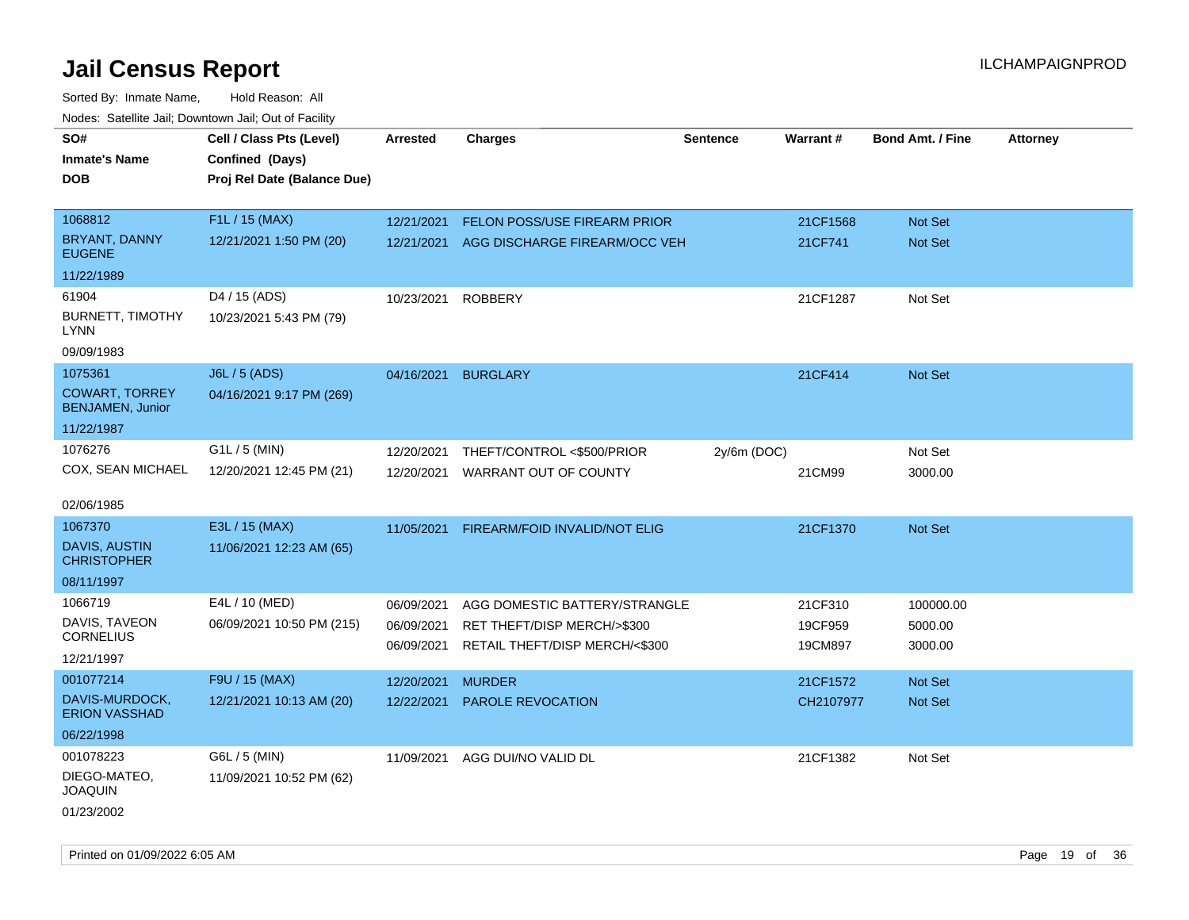# Jail Census Report

Sorted By: Inmate Name, Hold Reason: All

Nodes: Satellite Jail; Downtown Jail; Out of Facility

| SO# / Inmate's Name / DOB | Cell / Class Pts (Level) / Confined (Days) / Proj Rel Date (Balance Due) | Arrested | Charges | Sentence | Warrant # | Bond Amt. / Fine | Attorney |
|---|---|---|---|---|---|---|---|
| 1068812<br>BRYANT, DANNY EUGENE<br>11/22/1989 | F1L / 15 (MAX)<br>12/21/2021 1:50 PM (20) | 12/21/2021<br>12/21/2021 | FELON POSS/USE FIREARM PRIOR<br>AGG DISCHARGE FIREARM/OCC VEH | | 21CF1568<br>21CF741 | Not Set<br>Not Set | |
| 61904<br>BURNETT, TIMOTHY LYNN<br>09/09/1983 | D4 / 15 (ADS)<br>10/23/2021 5:43 PM (79) | 10/23/2021 | ROBBERY | | 21CF1287 | Not Set | |
| 1075361<br>COWART, TORREY BENJAMEN, Junior<br>11/22/1987 | J6L / 5 (ADS)<br>04/16/2021 9:17 PM (269) | 04/16/2021 | BURGLARY | | 21CF414 | Not Set | |
| 1076276<br>COX, SEAN MICHAEL<br>02/06/1985 | G1L / 5 (MIN)<br>12/20/2021 12:45 PM (21) | 12/20/2021<br>12/20/2021 | THEFT/CONTROL <$500/PRIOR<br>WARRANT OUT OF COUNTY | 2y/6m (DOC) | <br>21CM99 | Not Set<br>3000.00 | |
| 1067370<br>DAVIS, AUSTIN CHRISTOPHER<br>08/11/1997 | E3L / 15 (MAX)<br>11/06/2021 12:23 AM (65) | 11/05/2021 | FIREARM/FOID INVALID/NOT ELIG | | 21CF1370 | Not Set | |
| 1066719<br>DAVIS, TAVEON CORNELIUS<br>12/21/1997 | E4L / 10 (MED)<br>06/09/2021 10:50 PM (215) | 06/09/2021<br>06/09/2021<br>06/09/2021 | AGG DOMESTIC BATTERY/STRANGLE<br>RET THEFT/DISP MERCH/>$300<br>RETAIL THEFT/DISP MERCH/<$300 | | 21CF310<br>19CF959<br>19CM897 | 100000.00<br>5000.00<br>3000.00 | |
| 001077214<br>DAVIS-MURDOCK, ERION VASSHAD<br>06/22/1998 | F9U / 15 (MAX)<br>12/21/2021 10:13 AM (20) | 12/20/2021<br>12/22/2021 | MURDER<br>PAROLE REVOCATION | | 21CF1572<br>CH2107977 | Not Set<br>Not Set | |
| 001078223<br>DIEGO-MATEO, JOAQUIN<br>01/23/2002 | G6L / 5 (MIN)<br>11/09/2021 10:52 PM (62) | 11/09/2021 | AGG DUI/NO VALID DL | | 21CF1382 | Not Set | |

Printed on 01/09/2022 6:05 AM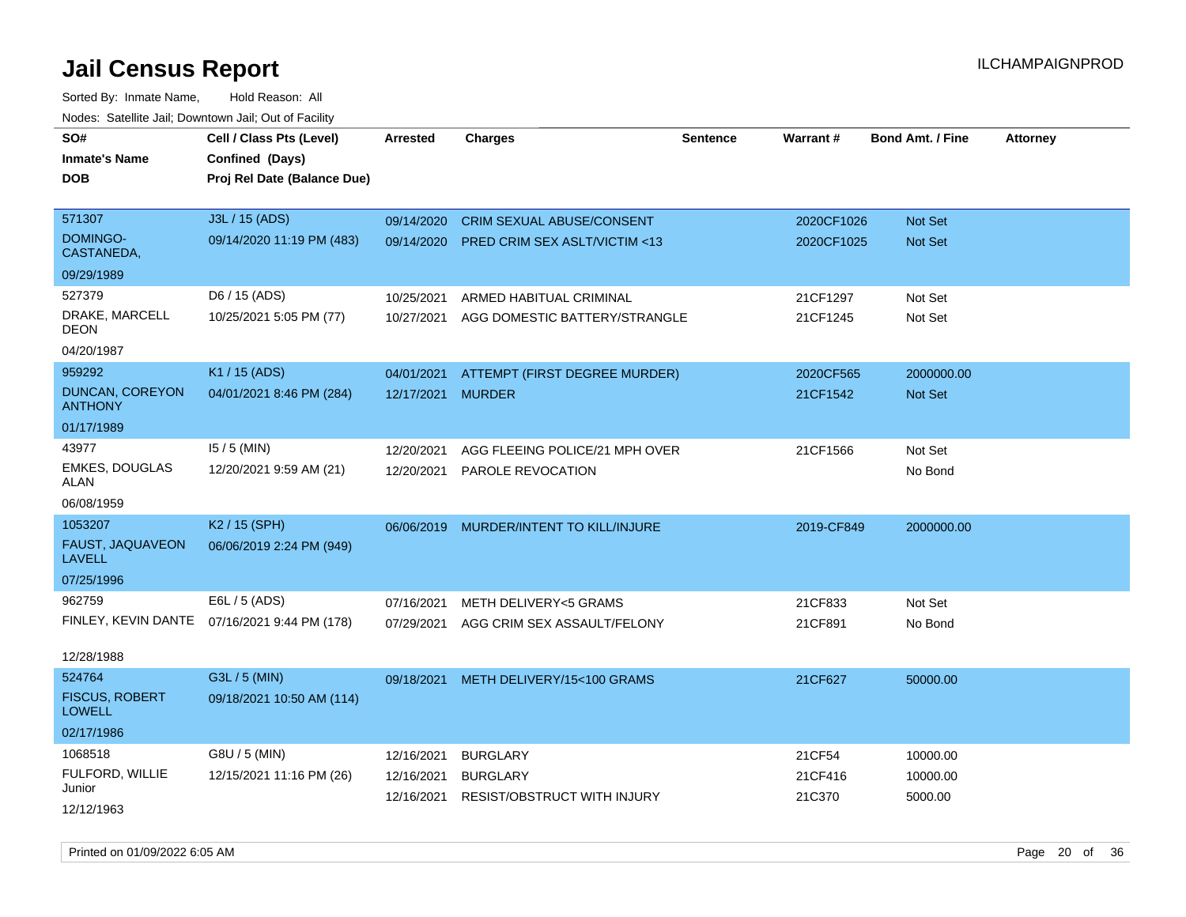# Jail Census Report

ILCHAMPAIGNPROD

Sorted By: Inmate Name, Hold Reason: All

Nodes: Satellite Jail; Downtown Jail; Out of Facility

| SO# / Inmate's Name / DOB | Cell / Class Pts (Level) / Confined (Days) / Proj Rel Date (Balance Due) | Arrested | Charges | Sentence | Warrant # | Bond Amt. / Fine | Attorney |
|---|---|---|---|---|---|---|---|
| 571307 DOMINGO-CASTANEDA, 09/29/1989 | J3L / 15 (ADS) 09/14/2020 11:19 PM (483) | 09/14/2020 | CRIM SEXUAL ABUSE/CONSENT | | 2020CF1026 | Not Set | |
| | | 09/14/2020 | PRED CRIM SEX ASLT/VICTIM <13 | | 2020CF1025 | Not Set | |
| 527379 DRAKE, MARCELL DEON 04/20/1987 | D6 / 15 (ADS) 10/25/2021 5:05 PM (77) | 10/25/2021 | ARMED HABITUAL CRIMINAL | | 21CF1297 | Not Set | |
| | | 10/27/2021 | AGG DOMESTIC BATTERY/STRANGLE | | 21CF1245 | Not Set | |
| 959292 DUNCAN, COREYON ANTHONY 01/17/1989 | K1 / 15 (ADS) 04/01/2021 8:46 PM (284) | 04/01/2021 | ATTEMPT (FIRST DEGREE MURDER) | | 2020CF565 | 2000000.00 | |
| | | 12/17/2021 | MURDER | | 21CF1542 | Not Set | |
| 43977 EMKES, DOUGLAS ALAN 06/08/1959 | I5 / 5 (MIN) 12/20/2021 9:59 AM (21) | 12/20/2021 | AGG FLEEING POLICE/21 MPH OVER | | 21CF1566 | Not Set | |
| | | 12/20/2021 | PAROLE REVOCATION | | | No Bond | |
| 1053207 FAUST, JAQUAVEON LAVELL 07/25/1996 | K2 / 15 (SPH) 06/06/2019 2:24 PM (949) | 06/06/2019 | MURDER/INTENT TO KILL/INJURE | | 2019-CF849 | 2000000.00 | |
| 962759 FINLEY, KEVIN DANTE 12/28/1988 | E6L / 5 (ADS) 07/16/2021 9:44 PM (178) | 07/16/2021 | METH DELIVERY<5 GRAMS | | 21CF833 | Not Set | |
| | | 07/29/2021 | AGG CRIM SEX ASSAULT/FELONY | | 21CF891 | No Bond | |
| 524764 FISCUS, ROBERT LOWELL 02/17/1986 | G3L / 5 (MIN) 09/18/2021 10:50 AM (114) | 09/18/2021 | METH DELIVERY/15<100 GRAMS | | 21CF627 | 50000.00 | |
| 1068518 FULFORD, WILLIE Junior 12/12/1963 | G8U / 5 (MIN) 12/15/2021 11:16 PM (26) | 12/16/2021 | BURGLARY | | 21CF54 | 10000.00 | |
| | | 12/16/2021 | BURGLARY | | 21CF416 | 10000.00 | |
| | | 12/16/2021 | RESIST/OBSTRUCT WITH INJURY | | 21C370 | 5000.00 | |

Printed on 01/09/2022 6:05 AM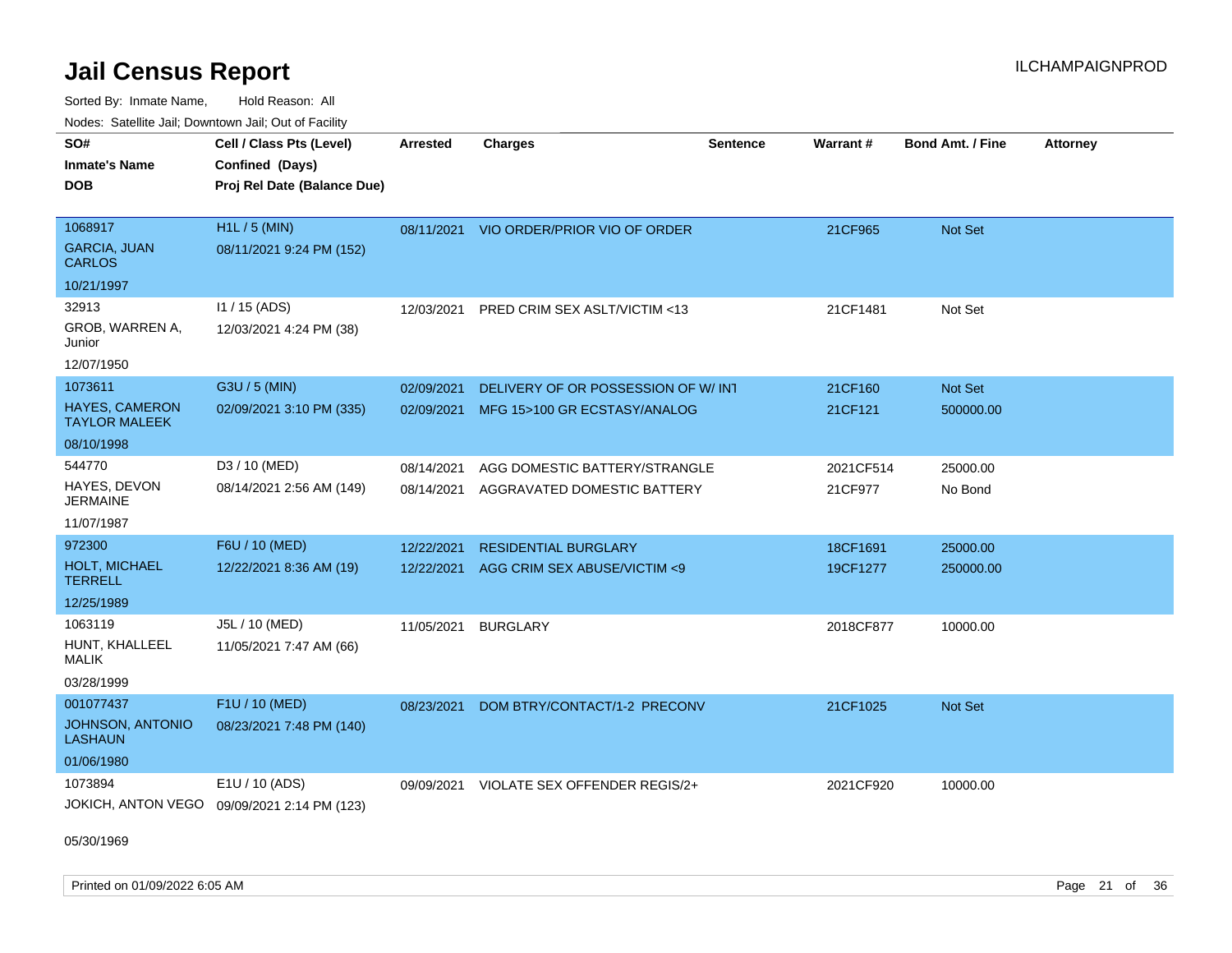# Jail Census Report

Sorted By: Inmate Name, Hold Reason: All

Nodes: Satellite Jail; Downtown Jail; Out of Facility

| SO# / Inmate's Name / DOB | Cell / Class Pts (Level) / Confined (Days) / Proj Rel Date (Balance Due) | Arrested | Charges | Sentence | Warrant # | Bond Amt. / Fine | Attorney |
|---|---|---|---|---|---|---|---|
| 1068917<br>GARCIA, JUAN CARLOS<br>10/21/1997 | H1L / 5 (MIN)<br>08/11/2021 9:24 PM (152) | 08/11/2021 | VIO ORDER/PRIOR VIO OF ORDER | | 21CF965 | Not Set | |
| 32913<br>GROB, WARREN A, Junior<br>12/07/1950 | I1 / 15 (ADS)<br>12/03/2021 4:24 PM (38) | 12/03/2021 | PRED CRIM SEX ASLT/VICTIM <13 | | 21CF1481 | Not Set | |
| 1073611<br>HAYES, CAMERON TAYLOR MALEEK<br>08/10/1998 | G3U / 5 (MIN)<br>02/09/2021 3:10 PM (335) | 02/09/2021<br>02/09/2021 | DELIVERY OF OR POSSESSION OF W/ INT<br>MFG 15>100 GR ECSTASY/ANALOG | | 21CF160<br>21CF121 | Not Set<br>500000.00 | |
| 544770<br>HAYES, DEVON JERMAINE<br>11/07/1987 | D3 / 10 (MED)<br>08/14/2021 2:56 AM (149) | 08/14/2021<br>08/14/2021 | AGG DOMESTIC BATTERY/STRANGLE<br>AGGRAVATED DOMESTIC BATTERY | | 2021CF514<br>21CF977 | 25000.00<br>No Bond | |
| 972300<br>HOLT, MICHAEL TERRELL<br>12/25/1989 | F6U / 10 (MED)<br>12/22/2021 8:36 AM (19) | 12/22/2021<br>12/22/2021 | RESIDENTIAL BURGLARY<br>AGG CRIM SEX ABUSE/VICTIM <9 | | 18CF1691<br>19CF1277 | 25000.00<br>250000.00 | |
| 1063119<br>HUNT, KHALLEEL MALIK<br>03/28/1999 | J5L / 10 (MED)<br>11/05/2021 7:47 AM (66) | 11/05/2021 | BURGLARY | | 2018CF877 | 10000.00 | |
| 001077437<br>JOHNSON, ANTONIO LASHAUN<br>01/06/1980 | F1U / 10 (MED)<br>08/23/2021 7:48 PM (140) | 08/23/2021 | DOM BTRY/CONTACT/1-2 PRECONV | | 21CF1025 | Not Set | |
| 1073894<br>JOKICH, ANTON VEGO<br>05/30/1969 | E1U / 10 (ADS)<br>09/09/2021 2:14 PM (123) | 09/09/2021 | VIOLATE SEX OFFENDER REGIS/2+ | | 2021CF920 | 10000.00 | |

Printed on 01/09/2022 6:05 AM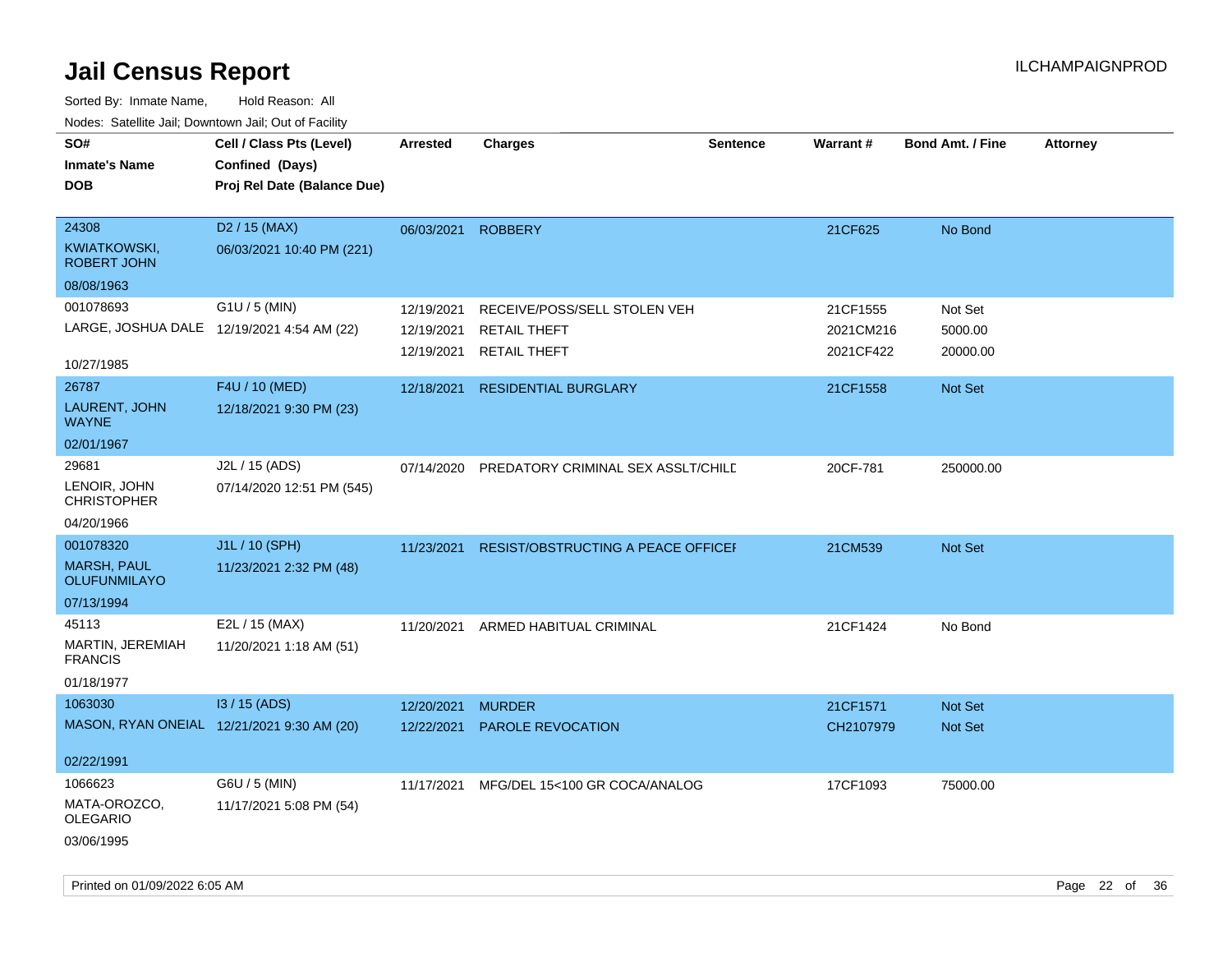# Jail Census Report

ILCHAMPAIGNPROD

Sorted By: Inmate Name, Hold Reason: All

Nodes: Satellite Jail; Downtown Jail; Out of Facility

| SO# / Inmate's Name / DOB | Cell / Class Pts (Level) / Confined (Days) / Proj Rel Date (Balance Due) | Arrested | Charges | Sentence | Warrant # | Bond Amt. / Fine | Attorney |
|---|---|---|---|---|---|---|---|
| 24308<br>KWIATKOWSKI, ROBERT JOHN<br>08/08/1963 | D2 / 15 (MAX)<br>06/03/2021 10:40 PM (221) | 06/03/2021 | ROBBERY | | 21CF625 | No Bond | |
| 001078693<br>LARGE, JOSHUA DALE<br>10/27/1985 | G1U / 5 (MIN)<br>12/19/2021 4:54 AM (22) | 12/19/2021 | RECEIVE/POSS/SELL STOLEN VEH | | 21CF1555 | Not Set | |
| | | 12/19/2021 | RETAIL THEFT | | 2021CM216 | 5000.00 | |
| | | 12/19/2021 | RETAIL THEFT | | 2021CF422 | 20000.00 | |
| 26787<br>LAURENT, JOHN WAYNE<br>02/01/1967 | F4U / 10 (MED)<br>12/18/2021 9:30 PM (23) | 12/18/2021 | RESIDENTIAL BURGLARY | | 21CF1558 | Not Set | |
| 29681<br>LENOIR, JOHN CHRISTOPHER<br>04/20/1966 | J2L / 15 (ADS)<br>07/14/2020 12:51 PM (545) | 07/14/2020 | PREDATORY CRIMINAL SEX ASSLT/CHILD | | 20CF-781 | 250000.00 | |
| 001078320<br>MARSH, PAUL OLUFUNMILAYO<br>07/13/1994 | J1L / 10 (SPH)<br>11/23/2021 2:32 PM (48) | 11/23/2021 | RESIST/OBSTRUCTING A PEACE OFFICER | | 21CM539 | Not Set | |
| 45113<br>MARTIN, JEREMIAH FRANCIS<br>01/18/1977 | E2L / 15 (MAX)<br>11/20/2021 1:18 AM (51) | 11/20/2021 | ARMED HABITUAL CRIMINAL | | 21CF1424 | No Bond | |
| 1063030<br>MASON, RYAN ONEIAL<br>02/22/1991 | I3 / 15 (ADS)<br>12/21/2021 9:30 AM (20) | 12/20/2021 | MURDER | | 21CF1571 | Not Set | |
| | | 12/22/2021 | PAROLE REVOCATION | | CH2107979 | Not Set | |
| 1066623<br>MATA-OROZCO, OLEGARIO<br>03/06/1995 | G6U / 5 (MIN)<br>11/17/2021 5:08 PM (54) | 11/17/2021 | MFG/DEL 15<100 GR COCA/ANALOG | | 17CF1093 | 75000.00 | |

Printed on 01/09/2022 6:05 AM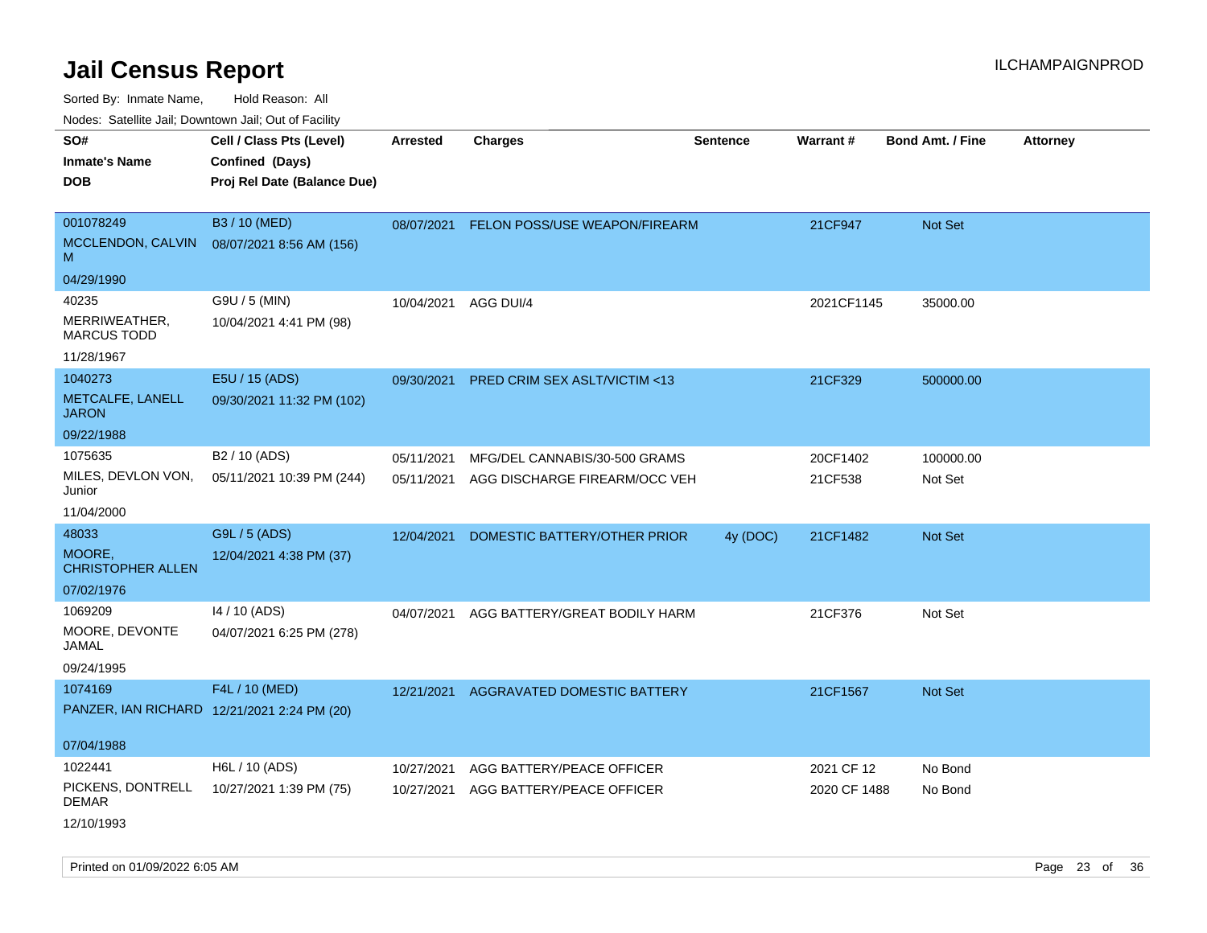# Jail Census Report

ILCHAMPAIGNPROD

Sorted By: Inmate Name, Hold Reason: All

Nodes: Satellite Jail; Downtown Jail; Out of Facility

| SO# / Inmate's Name / DOB | Cell / Class Pts (Level) / Confined (Days) / Proj Rel Date (Balance Due) | Arrested | Charges | Sentence | Warrant # | Bond Amt. / Fine | Attorney |
|---|---|---|---|---|---|---|---|
| 001078249<br>MCCLENDON, CALVIN M<br>04/29/1990 | B3 / 10 (MED)<br>08/07/2021 8:56 AM (156) | 08/07/2021 | FELON POSS/USE WEAPON/FIREARM | | 21CF947 | Not Set | |
| 40235<br>MERRIWEATHER, MARCUS TODD<br>11/28/1967 | G9U / 5 (MIN)<br>10/04/2021 4:41 PM (98) | 10/04/2021 | AGG DUI/4 | | 2021CF1145 | 35000.00 | |
| 1040273<br>METCALFE, LANELL JARON<br>09/22/1988 | E5U / 15 (ADS)<br>09/30/2021 11:32 PM (102) | 09/30/2021 | PRED CRIM SEX ASLT/VICTIM <13 | | 21CF329 | 500000.00 | |
| 1075635<br>MILES, DEVLON VON, Junior<br>11/04/2000 | B2 / 10 (ADS)<br>05/11/2021 10:39 PM (244) | 05/11/2021<br>05/11/2021 | MFG/DEL CANNABIS/30-500 GRAMS<br>AGG DISCHARGE FIREARM/OCC VEH | | 20CF1402<br>21CF538 | 100000.00<br>Not Set | |
| 48033<br>MOORE, CHRISTOPHER ALLEN<br>07/02/1976 | G9L / 5 (ADS)<br>12/04/2021 4:38 PM (37) | 12/04/2021 | DOMESTIC BATTERY/OTHER PRIOR | 4y (DOC) | 21CF1482 | Not Set | |
| 1069209<br>MOORE, DEVONTE JAMAL<br>09/24/1995 | I4 / 10 (ADS)<br>04/07/2021 6:25 PM (278) | 04/07/2021 | AGG BATTERY/GREAT BODILY HARM | | 21CF376 | Not Set | |
| 1074169<br>PANZER, IAN RICHARD<br>07/04/1988 | F4L / 10 (MED)<br>12/21/2021 2:24 PM (20) | 12/21/2021 | AGGRAVATED DOMESTIC BATTERY | | 21CF1567 | Not Set | |
| 1022441<br>PICKENS, DONTRELL DEMAR<br>12/10/1993 | H6L / 10 (ADS)<br>10/27/2021 1:39 PM (75) | 10/27/2021<br>10/27/2021 | AGG BATTERY/PEACE OFFICER<br>AGG BATTERY/PEACE OFFICER | | 2021 CF 12<br>2020 CF 1488 | No Bond<br>No Bond | |

Printed on 01/09/2022 6:05 AM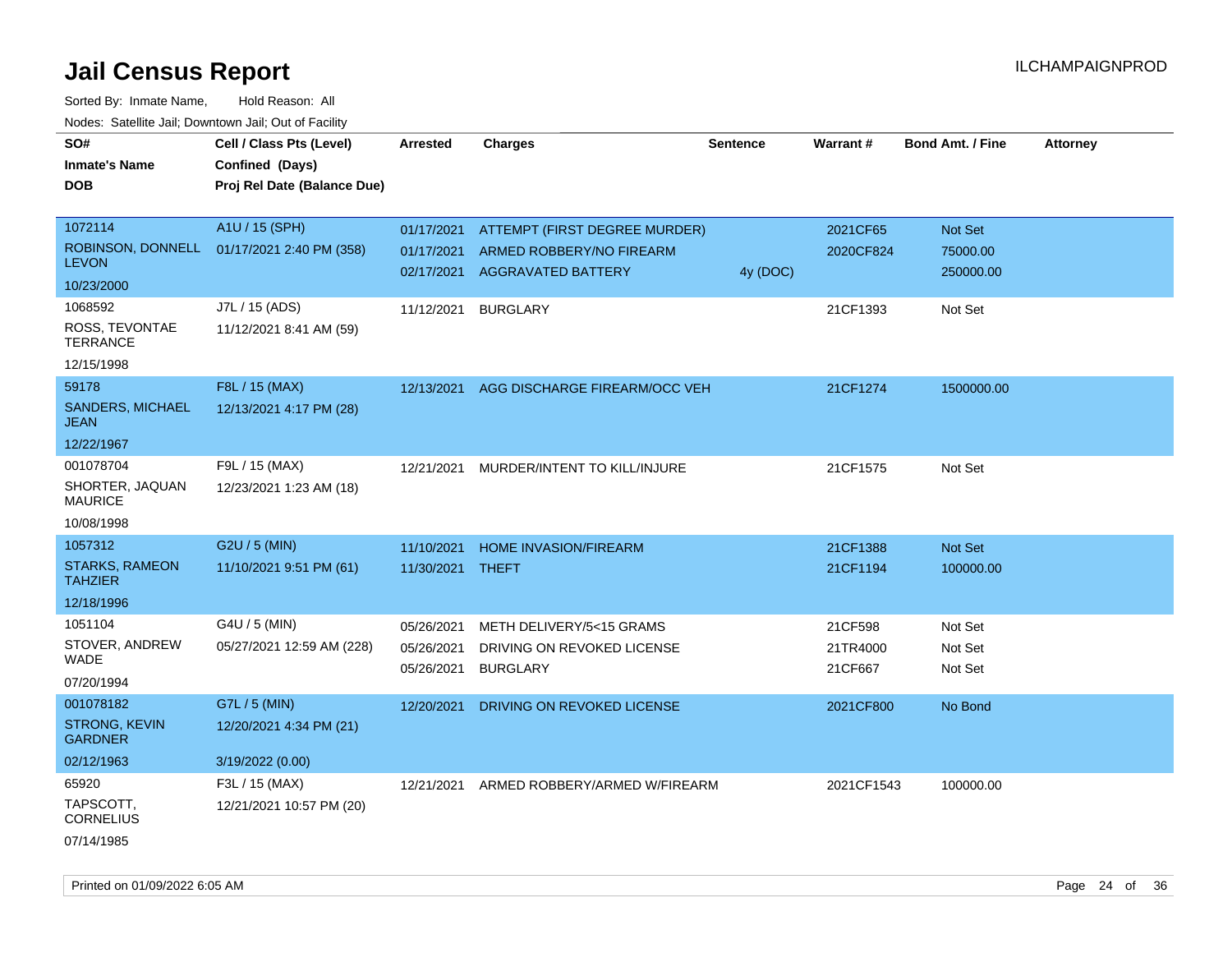# Jail Census Report

Sorted By: Inmate Name, Hold Reason: All

Nodes: Satellite Jail; Downtown Jail; Out of Facility

| SO# / Inmate's Name / DOB | Cell / Class Pts (Level) / Confined (Days) / Proj Rel Date (Balance Due) | Arrested | Charges | Sentence | Warrant # | Bond Amt. / Fine | Attorney |
|---|---|---|---|---|---|---|---|
| 1072114 ROBINSON, DONNELL LEVON 10/23/2000 | A1U / 15 (SPH) 01/17/2021 2:40 PM (358) | 01/17/2021 | ATTEMPT (FIRST DEGREE MURDER) | | 2021CF65 | Not Set | |
| | | 01/17/2021 | ARMED ROBBERY/NO FIREARM | | 2020CF824 | 75000.00 | |
| | | 02/17/2021 | AGGRAVATED BATTERY | 4y (DOC) | | 250000.00 | |
| 1068592 ROSS, TEVONTAE TERRANCE 12/15/1998 | J7L / 15 (ADS) 11/12/2021 8:41 AM (59) | 11/12/2021 | BURGLARY | | 21CF1393 | Not Set | |
| 59178 SANDERS, MICHAEL JEAN 12/22/1967 | F8L / 15 (MAX) 12/13/2021 4:17 PM (28) | 12/13/2021 | AGG DISCHARGE FIREARM/OCC VEH | | 21CF1274 | 1500000.00 | |
| 001078704 SHORTER, JAQUAN MAURICE 10/08/1998 | F9L / 15 (MAX) 12/23/2021 1:23 AM (18) | 12/21/2021 | MURDER/INTENT TO KILL/INJURE | | 21CF1575 | Not Set | |
| 1057312 STARKS, RAMEON TAHZIER 12/18/1996 | G2U / 5 (MIN) 11/10/2021 9:51 PM (61) | 11/10/2021 | HOME INVASION/FIREARM | | 21CF1388 | Not Set | |
| | | 11/30/2021 | THEFT | | 21CF1194 | 100000.00 | |
| 1051104 STOVER, ANDREW WADE 07/20/1994 | G4U / 5 (MIN) 05/27/2021 12:59 AM (228) | 05/26/2021 | METH DELIVERY/5<15 GRAMS | | 21CF598 | Not Set | |
| | | 05/26/2021 | DRIVING ON REVOKED LICENSE | | 21TR4000 | Not Set | |
| | | 05/26/2021 | BURGLARY | | 21CF667 | Not Set | |
| 001078182 STRONG, KEVIN GARDNER 02/12/1963 | G7L / 5 (MIN) 12/20/2021 4:34 PM (21) 3/19/2022 (0.00) | 12/20/2021 | DRIVING ON REVOKED LICENSE | | 2021CF800 | No Bond | |
| 65920 TAPSCOTT, CORNELIUS 07/14/1985 | F3L / 15 (MAX) 12/21/2021 10:57 PM (20) | 12/21/2021 | ARMED ROBBERY/ARMED W/FIREARM | | 2021CF1543 | 100000.00 | |

Printed on 01/09/2022 6:05 AM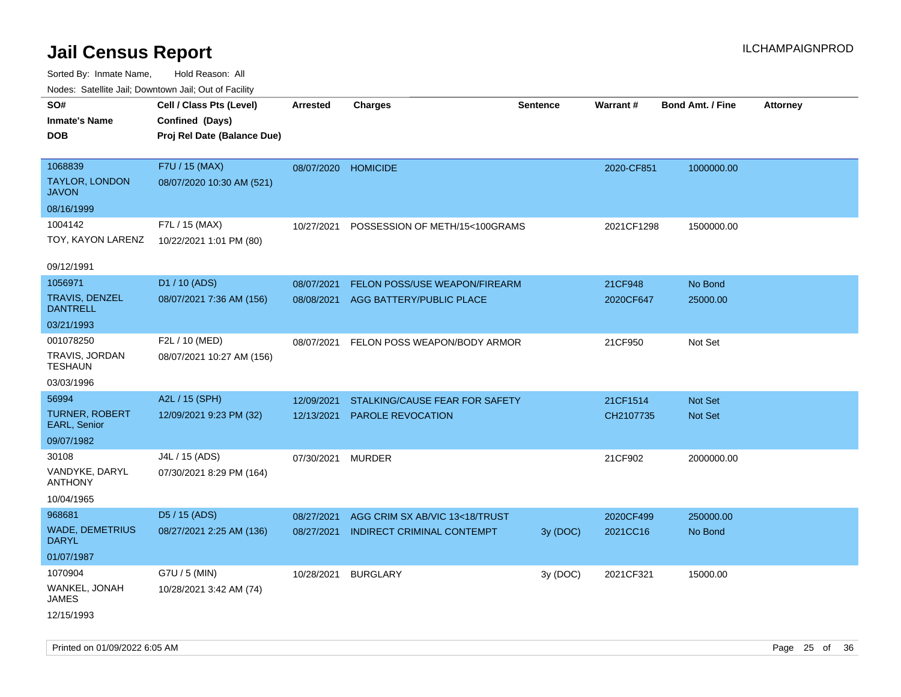# Jail Census Report

ILCHAMPAIGNPROD

Sorted By: Inmate Name, Hold Reason: All

Nodes: Satellite Jail; Downtown Jail; Out of Facility

| SO# / Inmate's Name / DOB | Cell / Class Pts (Level) / Confined (Days) / Proj Rel Date (Balance Due) | Arrested | Charges | Sentence | Warrant # | Bond Amt. / Fine | Attorney |
|---|---|---|---|---|---|---|---|
| 1068839<br>TAYLOR, LONDON JAVON<br>08/16/1999 | F7U / 15 (MAX)<br>08/07/2020 10:30 AM (521) | 08/07/2020 | HOMICIDE | | 2020-CF851 | 1000000.00 | |
| 1004142<br>TOY, KAYON LARENZ<br>09/12/1991 | F7L / 15 (MAX)<br>10/22/2021 1:01 PM (80) | 10/27/2021 | POSSESSION OF METH/15<100GRAMS | | 2021CF1298 | 1500000.00 | |
| 1056971<br>TRAVIS, DENZEL DANTRELL<br>03/21/1993 | D1 / 10 (ADS)<br>08/07/2021 7:36 AM (156) | 08/07/2021<br>08/08/2021 | FELON POSS/USE WEAPON/FIREARM<br>AGG BATTERY/PUBLIC PLACE | | 21CF948<br>2020CF647 | No Bond<br>25000.00 | |
| 001078250<br>TRAVIS, JORDAN TESHAUN<br>03/03/1996 | F2L / 10 (MED)<br>08/07/2021 10:27 AM (156) | 08/07/2021 | FELON POSS WEAPON/BODY ARMOR | | 21CF950 | Not Set | |
| 56994<br>TURNER, ROBERT EARL, Senior<br>09/07/1982 | A2L / 15 (SPH)<br>12/09/2021 9:23 PM (32) | 12/09/2021<br>12/13/2021 | STALKING/CAUSE FEAR FOR SAFETY<br>PAROLE REVOCATION | | 21CF1514<br>CH2107735 | Not Set<br>Not Set | |
| 30108<br>VANDYKE, DARYL ANTHONY<br>10/04/1965 | J4L / 15 (ADS)<br>07/30/2021 8:29 PM (164) | 07/30/2021 | MURDER | | 21CF902 | 2000000.00 | |
| 968681<br>WADE, DEMETRIUS DARYL<br>01/07/1987 | D5 / 15 (ADS)<br>08/27/2021 2:25 AM (136) | 08/27/2021<br>08/27/2021 | AGG CRIM SX AB/VIC 13<18/TRUST<br>INDIRECT CRIMINAL CONTEMPT | <br>3y (DOC) | 2020CF499<br>2021CC16 | 250000.00<br>No Bond | |
| 1070904<br>WANKEL, JONAH JAMES<br>12/15/1993 | G7U / 5 (MIN)<br>10/28/2021 3:42 AM (74) | 10/28/2021 | BURGLARY | 3y (DOC) | 2021CF321 | 15000.00 | |

Printed on 01/09/2022 6:05 AM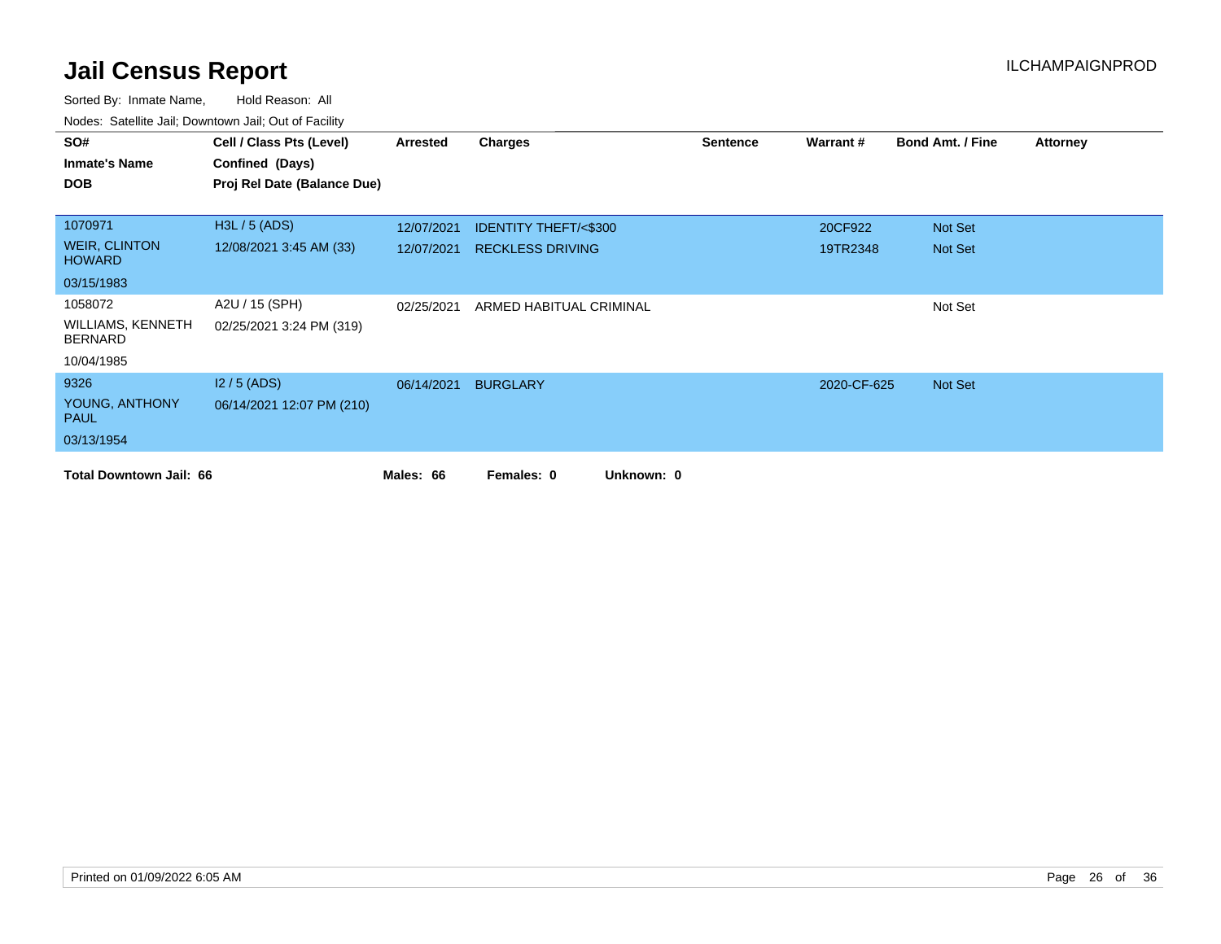# Jail Census Report

ILCHAMPAIGNPROD

Sorted By: Inmate Name, Hold Reason: All

Nodes: Satellite Jail; Downtown Jail; Out of Facility

| SO# / Inmate's Name / DOB | Cell / Class Pts (Level) / Confined (Days) / Proj Rel Date (Balance Due) | Arrested | Charges | Sentence | Warrant # | Bond Amt. / Fine | Attorney |
|---|---|---|---|---|---|---|---|
| 1070971 | H3L / 5 (ADS) | 12/07/2021 | IDENTITY THEFT/<$300 | | 20CF922 | Not Set | |
| WEIR, CLINTON HOWARD | 12/08/2021 3:45 AM (33) | 12/07/2021 | RECKLESS DRIVING | | 19TR2348 | Not Set | |
| 03/15/1983 | | | | | | | |
| 1058072 | A2U / 15 (SPH) | 02/25/2021 | ARMED HABITUAL CRIMINAL | | | Not Set | |
| WILLIAMS, KENNETH BERNARD | 02/25/2021 3:24 PM (319) | | | | | | |
| 10/04/1985 | | | | | | | |
| 9326 | I2 / 5 (ADS) | 06/14/2021 | BURGLARY | | 2020-CF-625 | Not Set | |
| YOUNG, ANTHONY PAUL | 06/14/2021 12:07 PM (210) | | | | | | |
| 03/13/1954 | | | | | | | |

**Total Downtown Jail: 66** **Males: 66** **Females: 0** **Unknown: 0**

Printed on 01/09/2022 6:05 AM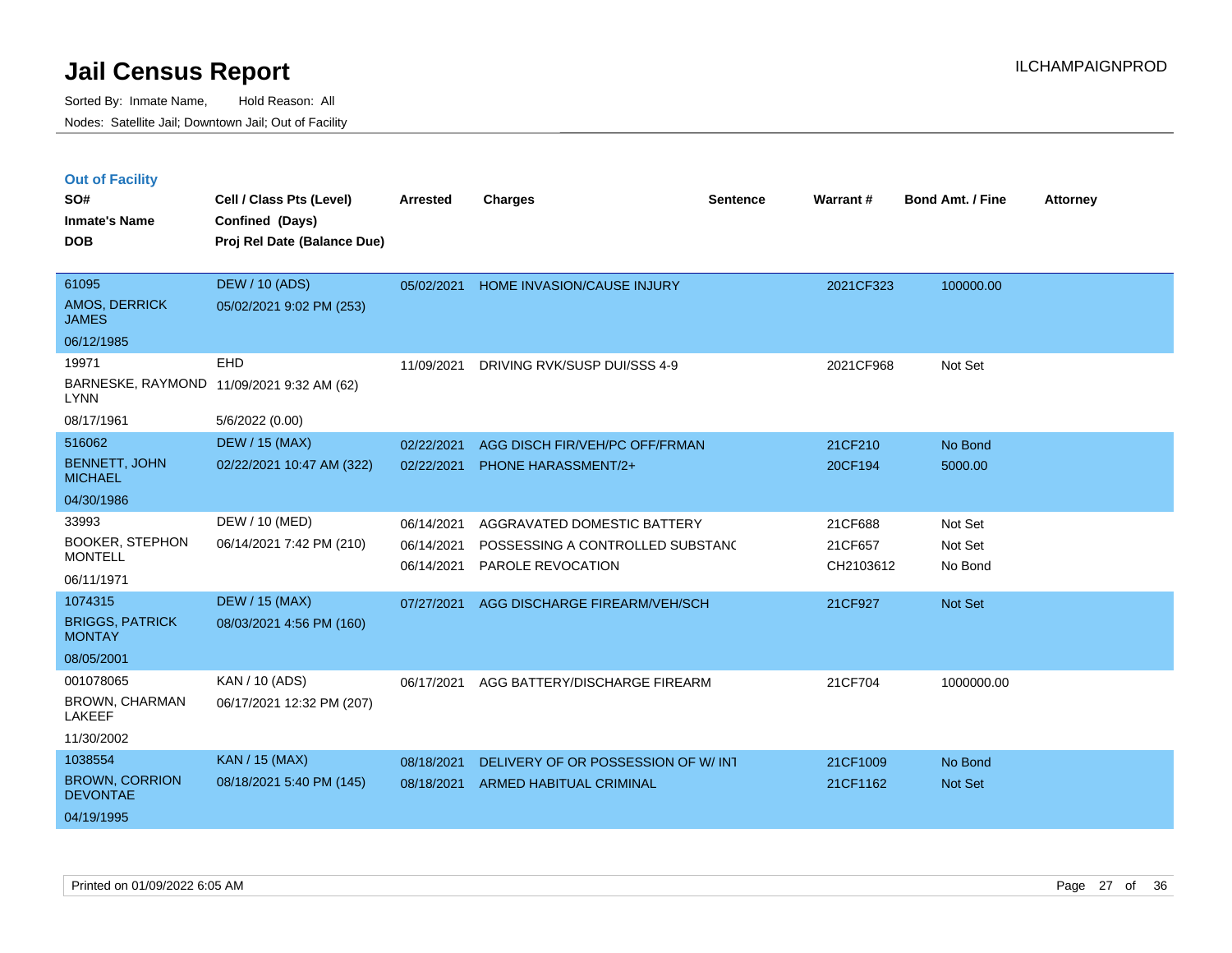# Jail Census Report

Sorted By: Inmate Name, Hold Reason: All
Nodes: Satellite Jail; Downtown Jail; Out of Facility

## Out of Facility

| SO# / Inmate's Name / DOB | Cell / Class Pts (Level) / Confined (Days) / Proj Rel Date (Balance Due) | Arrested | Charges | Sentence | Warrant # | Bond Amt. / Fine | Attorney |
|---|---|---|---|---|---|---|---|
| 61095<br>AMOS, DERRICK JAMES<br>06/12/1985 | DEW / 10 (ADS)<br>05/02/2021 9:02 PM (253) | 05/02/2021 | HOME INVASION/CAUSE INJURY | | 2021CF323 | 100000.00 | |
| 19971<br>BARNESKE, RAYMOND LYNN<br>08/17/1961 | EHD<br>11/09/2021 9:32 AM (62)<br>5/6/2022 (0.00) | 11/09/2021 | DRIVING RVK/SUSP DUI/SSS 4-9 | | 2021CF968 | Not Set | |
| 516062<br>BENNETT, JOHN MICHAEL<br>04/30/1986 | DEW / 15 (MAX)<br>02/22/2021 10:47 AM (322) | 02/22/2021<br>02/22/2021 | AGG DISCH FIR/VEH/PC OFF/FRMAN<br>PHONE HARASSMENT/2+ | | 21CF210<br>20CF194 | No Bond<br>5000.00 | |
| 33993<br>BOOKER, STEPHON MONTELL<br>06/11/1971 | DEW / 10 (MED)<br>06/14/2021 7:42 PM (210) | 06/14/2021<br>06/14/2021<br>06/14/2021 | AGGRAVATED DOMESTIC BATTERY<br>POSSESSING A CONTROLLED SUBSTANC<br>PAROLE REVOCATION | | 21CF688<br>21CF657<br>CH2103612 | Not Set<br>Not Set<br>No Bond | |
| 1074315<br>BRIGGS, PATRICK MONTAY<br>08/05/2001 | DEW / 15 (MAX)<br>08/03/2021 4:56 PM (160) | 07/27/2021 | AGG DISCHARGE FIREARM/VEH/SCH | | 21CF927 | Not Set | |
| 001078065<br>BROWN, CHARMAN LAKEEF<br>11/30/2002 | KAN / 10 (ADS)<br>06/17/2021 12:32 PM (207) | 06/17/2021 | AGG BATTERY/DISCHARGE FIREARM | | 21CF704 | 1000000.00 | |
| 1038554<br>BROWN, CORRION DEVONTAE<br>04/19/1995 | KAN / 15 (MAX)<br>08/18/2021 5:40 PM (145) | 08/18/2021<br>08/18/2021 | DELIVERY OF OR POSSESSION OF W/ INT<br>ARMED HABITUAL CRIMINAL | | 21CF1009<br>21CF1162 | No Bond<br>Not Set | |

Printed on 01/09/2022 6:05 AM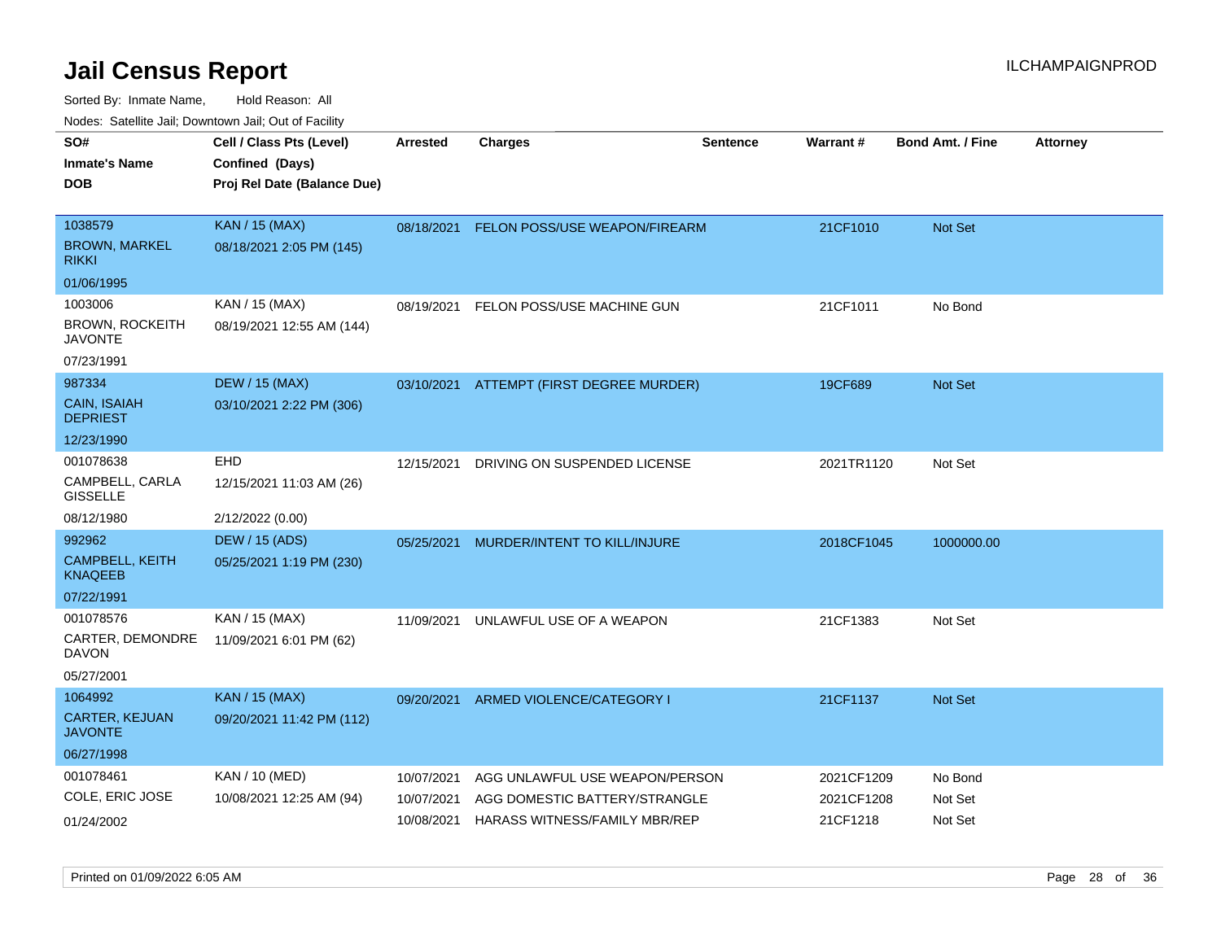# Jail Census Report

Sorted By: Inmate Name, Hold Reason: All

Nodes: Satellite Jail; Downtown Jail; Out of Facility

| SO# / Inmate's Name / DOB | Cell / Class Pts (Level) / Confined (Days) / Proj Rel Date (Balance Due) | Arrested | Charges | Sentence | Warrant # | Bond Amt. / Fine | Attorney |
|---|---|---|---|---|---|---|---|
| 1038579<br>BROWN, MARKEL RIKKI<br>01/06/1995 | KAN / 15 (MAX)<br>08/18/2021 2:05 PM (145) | 08/18/2021 | FELON POSS/USE WEAPON/FIREARM | | 21CF1010 | Not Set | |
| 1003006<br>BROWN, ROCKEITH JAVONTE<br>07/23/1991 | KAN / 15 (MAX)<br>08/19/2021 12:55 AM (144) | 08/19/2021 | FELON POSS/USE MACHINE GUN | | 21CF1011 | No Bond | |
| 987334<br>CAIN, ISAIAH DEPRIEST<br>12/23/1990 | DEW / 15 (MAX)<br>03/10/2021 2:22 PM (306) | 03/10/2021 | ATTEMPT (FIRST DEGREE MURDER) | | 19CF689 | Not Set | |
| 001078638<br>CAMPBELL, CARLA GISSELLE<br>08/12/1980 | EHD<br>12/15/2021 11:03 AM (26)<br>2/12/2022 (0.00) | 12/15/2021 | DRIVING ON SUSPENDED LICENSE | | 2021TR1120 | Not Set | |
| 992962<br>CAMPBELL, KEITH KNAQEEB<br>07/22/1991 | DEW / 15 (ADS)<br>05/25/2021 1:19 PM (230) | 05/25/2021 | MURDER/INTENT TO KILL/INJURE | | 2018CF1045 | 1000000.00 | |
| 001078576<br>CARTER, DEMONDRE DAVON<br>05/27/2001 | KAN / 15 (MAX)<br>11/09/2021 6:01 PM (62) | 11/09/2021 | UNLAWFUL USE OF A WEAPON | | 21CF1383 | Not Set | |
| 1064992<br>CARTER, KEJUAN JAVONTE<br>06/27/1998 | KAN / 15 (MAX)<br>09/20/2021 11:42 PM (112) | 09/20/2021 | ARMED VIOLENCE/CATEGORY I | | 21CF1137 | Not Set | |
| 001078461<br>COLE, ERIC JOSE<br>01/24/2002 | KAN / 10 (MED)<br>10/08/2021 12:25 AM (94) | 10/07/2021<br>10/07/2021<br>10/08/2021 | AGG UNLAWFUL USE WEAPON/PERSON<br>AGG DOMESTIC BATTERY/STRANGLE<br>HARASS WITNESS/FAMILY MBR/REP | | 2021CF1209<br>2021CF1208<br>21CF1218 | No Bond<br>Not Set<br>Not Set | |

Printed on 01/09/2022 6:05 AM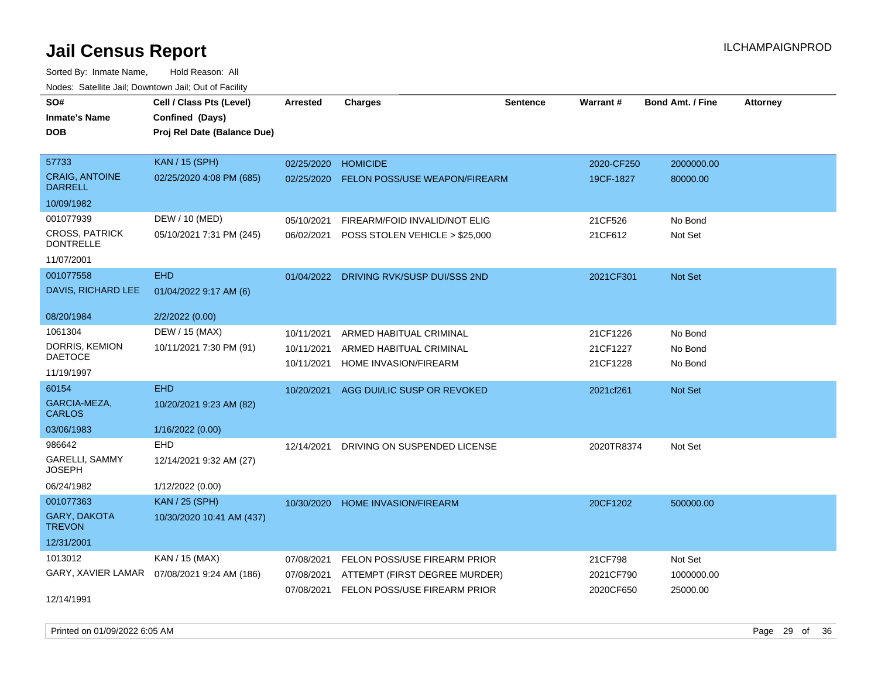# Jail Census Report

ILCHAMPAIGNPROD

Sorted By: Inmate Name, Hold Reason: All

Nodes: Satellite Jail; Downtown Jail; Out of Facility

| SO# / Inmate's Name / DOB | Cell / Class Pts (Level) / Confined (Days) / Proj Rel Date (Balance Due) | Arrested | Charges | Sentence | Warrant # | Bond Amt. / Fine | Attorney |
|---|---|---|---|---|---|---|---|
| 57733 CRAIG, ANTOINE DARRELL 10/09/1982 | KAN / 15 (SPH) 02/25/2020 4:08 PM (685) | 02/25/2020 | HOMICIDE | | 2020-CF250 | 2000000.00 | |
| | | 02/25/2020 | FELON POSS/USE WEAPON/FIREARM | | 19CF-1827 | 80000.00 | |
| 001077939 CROSS, PATRICK DONTRELLE 11/07/2001 | DEW / 10 (MED) 05/10/2021 7:31 PM (245) | 05/10/2021 | FIREARM/FOID INVALID/NOT ELIG | | 21CF526 | No Bond | |
| | | 06/02/2021 | POSS STOLEN VEHICLE > $25,000 | | 21CF612 | Not Set | |
| 001077558 DAVIS, RICHARD LEE 08/20/1984 | EHD 01/04/2022 9:17 AM (6) 2/2/2022 (0.00) | 01/04/2022 | DRIVING RVK/SUSP DUI/SSS 2ND | | 2021CF301 | Not Set | |
| 1061304 DORRIS, KEMION DAETOCE 11/19/1997 | DEW / 15 (MAX) 10/11/2021 7:30 PM (91) | 10/11/2021 | ARMED HABITUAL CRIMINAL | | 21CF1226 | No Bond | |
| | | 10/11/2021 | ARMED HABITUAL CRIMINAL | | 21CF1227 | No Bond | |
| | | 10/11/2021 | HOME INVASION/FIREARM | | 21CF1228 | No Bond | |
| 60154 GARCIA-MEZA, CARLOS 03/06/1983 | EHD 10/20/2021 9:23 AM (82) 1/16/2022 (0.00) | 10/20/2021 | AGG DUI/LIC SUSP OR REVOKED | | 2021cf261 | Not Set | |
| 986642 GARELLI, SAMMY JOSEPH 06/24/1982 | EHD 12/14/2021 9:32 AM (27) 1/12/2022 (0.00) | 12/14/2021 | DRIVING ON SUSPENDED LICENSE | | 2020TR8374 | Not Set | |
| 001077363 GARY, DAKOTA TREVON 12/31/2001 | KAN / 25 (SPH) 10/30/2020 10:41 AM (437) | 10/30/2020 | HOME INVASION/FIREARM | | 20CF1202 | 500000.00 | |
| 1013012 GARY, XAVIER LAMAR 12/14/1991 | KAN / 15 (MAX) 07/08/2021 9:24 AM (186) | 07/08/2021 | FELON POSS/USE FIREARM PRIOR | | 21CF798 | Not Set | |
| | | 07/08/2021 | ATTEMPT (FIRST DEGREE MURDER) | | 2021CF790 | 1000000.00 | |
| | | 07/08/2021 | FELON POSS/USE FIREARM PRIOR | | 2020CF650 | 25000.00 | |

Printed on 01/09/2022 6:05 AM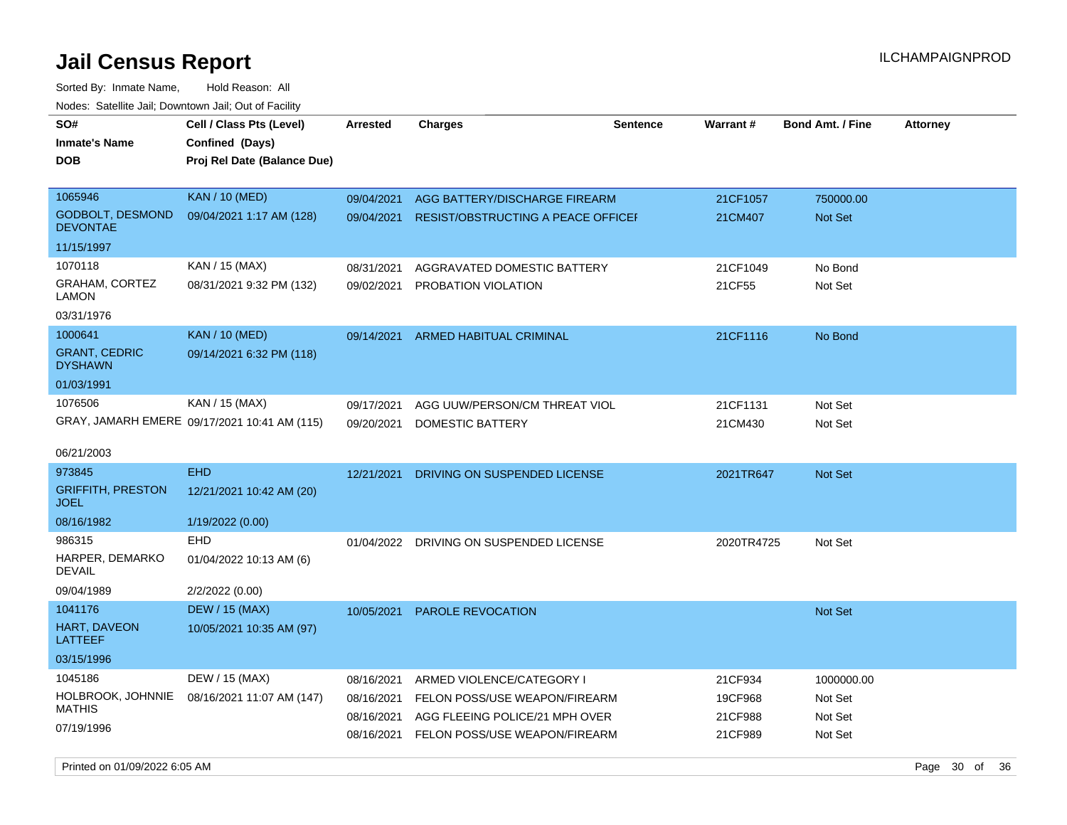# Jail Census Report

Sorted By: Inmate Name, Hold Reason: All

Nodes: Satellite Jail; Downtown Jail; Out of Facility

| SO# / Inmate's Name / DOB | Cell / Class Pts (Level) / Confined (Days) / Proj Rel Date (Balance Due) | Arrested | Charges | Sentence | Warrant # | Bond Amt. / Fine | Attorney |
|---|---|---|---|---|---|---|---|
| 1065946 GODBOLT, DESMOND DEVONTAE 11/15/1997 | KAN / 10 (MED) 09/04/2021 1:17 AM (128) | 09/04/2021 | AGG BATTERY/DISCHARGE FIREARM | | 21CF1057 | 750000.00 | |
| | | 09/04/2021 | RESIST/OBSTRUCTING A PEACE OFFICEI | | 21CM407 | Not Set | |
| 1070118 GRAHAM, CORTEZ LAMON 03/31/1976 | KAN / 15 (MAX) 08/31/2021 9:32 PM (132) | 08/31/2021 | AGGRAVATED DOMESTIC BATTERY | | 21CF1049 | No Bond | |
| | | 09/02/2021 | PROBATION VIOLATION | | 21CF55 | Not Set | |
| 1000641 GRANT, CEDRIC DYSHAWN 01/03/1991 | KAN / 10 (MED) 09/14/2021 6:32 PM (118) | 09/14/2021 | ARMED HABITUAL CRIMINAL | | 21CF1116 | No Bond | |
| 1076506 GRAY, JAMARH EMERE 06/21/2003 | KAN / 15 (MAX) 09/17/2021 10:41 AM (115) | 09/17/2021 | AGG UUW/PERSON/CM THREAT VIOL | | 21CF1131 | Not Set | |
| | | 09/20/2021 | DOMESTIC BATTERY | | 21CM430 | Not Set | |
| 973845 GRIFFITH, PRESTON JOEL 08/16/1982 | EHD 12/21/2021 10:42 AM (20) 1/19/2022 (0.00) | 12/21/2021 | DRIVING ON SUSPENDED LICENSE | | 2021TR647 | Not Set | |
| 986315 HARPER, DEMARKO DEVAIL 09/04/1989 | EHD 01/04/2022 10:13 AM (6) 2/2/2022 (0.00) | 01/04/2022 | DRIVING ON SUSPENDED LICENSE | | 2020TR4725 | Not Set | |
| 1041176 HART, DAVEON LATTEEF 03/15/1996 | DEW / 15 (MAX) 10/05/2021 10:35 AM (97) | 10/05/2021 | PAROLE REVOCATION | | | Not Set | |
| 1045186 HOLBROOK, JOHNNIE MATHIS 07/19/1996 | DEW / 15 (MAX) 08/16/2021 11:07 AM (147) | 08/16/2021 | ARMED VIOLENCE/CATEGORY I | | 21CF934 | 1000000.00 | |
| | | 08/16/2021 | FELON POSS/USE WEAPON/FIREARM | | 19CF968 | Not Set | |
| | | 08/16/2021 | AGG FLEEING POLICE/21 MPH OVER | | 21CF988 | Not Set | |
| | | 08/16/2021 | FELON POSS/USE WEAPON/FIREARM | | 21CF989 | Not Set | |

Printed on 01/09/2022 6:05 AM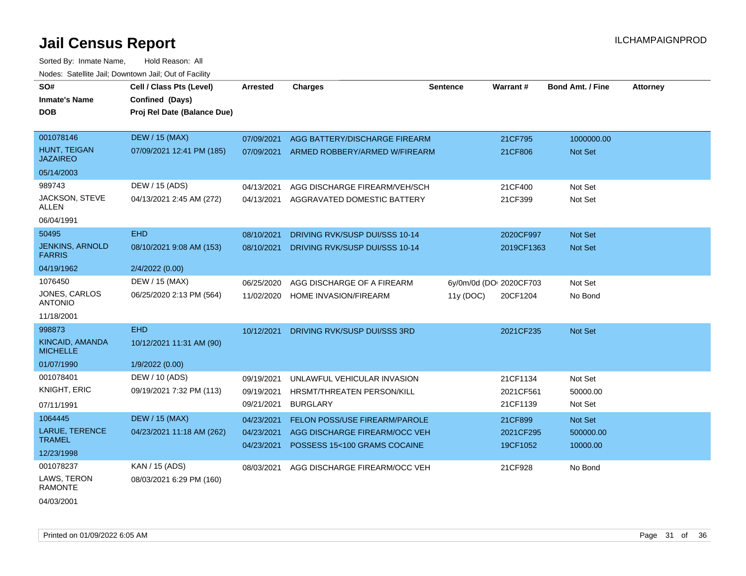# Jail Census Report

ILCHAMPAIGNPROD

Sorted By: Inmate Name, Hold Reason: All

Nodes: Satellite Jail; Downtown Jail; Out of Facility

| SO# / Inmate's Name / DOB | Cell / Class Pts (Level) / Confined (Days) / Proj Rel Date (Balance Due) | Arrested | Charges | Sentence | Warrant # | Bond Amt. / Fine | Attorney |
|---|---|---|---|---|---|---|---|
| 001078146<br>HUNT, TEIGAN JAZAIREO<br>05/14/2003 | DEW / 15 (MAX)<br>07/09/2021 12:41 PM (185) | 07/09/2021<br>07/09/2021 | AGG BATTERY/DISCHARGE FIREARM<br>ARMED ROBBERY/ARMED W/FIREARM | | 21CF795<br>21CF806 | 1000000.00<br>Not Set | |
| 989743<br>JACKSON, STEVE ALLEN<br>06/04/1991 | DEW / 15 (ADS)<br>04/13/2021 2:45 AM (272) | 04/13/2021<br>04/13/2021 | AGG DISCHARGE FIREARM/VEH/SCH<br>AGGRAVATED DOMESTIC BATTERY | | 21CF400<br>21CF399 | Not Set<br>Not Set | |
| 50495<br>JENKINS, ARNOLD FARRIS<br>04/19/1962 | EHD<br>08/10/2021 9:08 AM (153)<br>2/4/2022 (0.00) | 08/10/2021<br>08/10/2021 | DRIVING RVK/SUSP DUI/SSS 10-14<br>DRIVING RVK/SUSP DUI/SSS 10-14 | | 2020CF997<br>2019CF1363 | Not Set<br>Not Set | |
| 1076450<br>JONES, CARLOS ANTONIO<br>11/18/2001 | DEW / 15 (MAX)<br>06/25/2020 2:13 PM (564) | 06/25/2020<br>11/02/2020 | AGG DISCHARGE OF A FIREARM<br>HOME INVASION/FIREARM | 6y/0m/0d (DOI<br>11y (DOC) | 2020CF703<br>20CF1204 | Not Set<br>No Bond | |
| 998873<br>KINCAID, AMANDA MICHELLE<br>01/07/1990 | EHD<br>10/12/2021 11:31 AM (90)<br>1/9/2022 (0.00) | 10/12/2021 | DRIVING RVK/SUSP DUI/SSS 3RD | | 2021CF235 | Not Set | |
| 001078401<br>KNIGHT, ERIC<br>07/11/1991 | DEW / 10 (ADS)<br>09/19/2021 7:32 PM (113) | 09/19/2021<br>09/19/2021<br>09/21/2021 | UNLAWFUL VEHICULAR INVASION<br>HRSMT/THREATEN PERSON/KILL<br>BURGLARY | | 21CF1134<br>2021CF561<br>21CF1139 | Not Set<br>50000.00<br>Not Set | |
| 1064445<br>LARUE, TERENCE TRAMEL<br>12/23/1998 | DEW / 15 (MAX)<br>04/23/2021 11:18 AM (262) | 04/23/2021<br>04/23/2021<br>04/23/2021 | FELON POSS/USE FIREARM/PAROLE<br>AGG DISCHARGE FIREARM/OCC VEH<br>POSSESS 15<100 GRAMS COCAINE | | 21CF899<br>2021CF295<br>19CF1052 | Not Set<br>500000.00<br>10000.00 | |
| 001078237<br>LAWS, TERON RAMONTE<br>04/03/2001 | KAN / 15 (ADS)<br>08/03/2021 6:29 PM (160) | 08/03/2021 | AGG DISCHARGE FIREARM/OCC VEH | | 21CF928 | No Bond | |

Printed on 01/09/2022 6:05 AM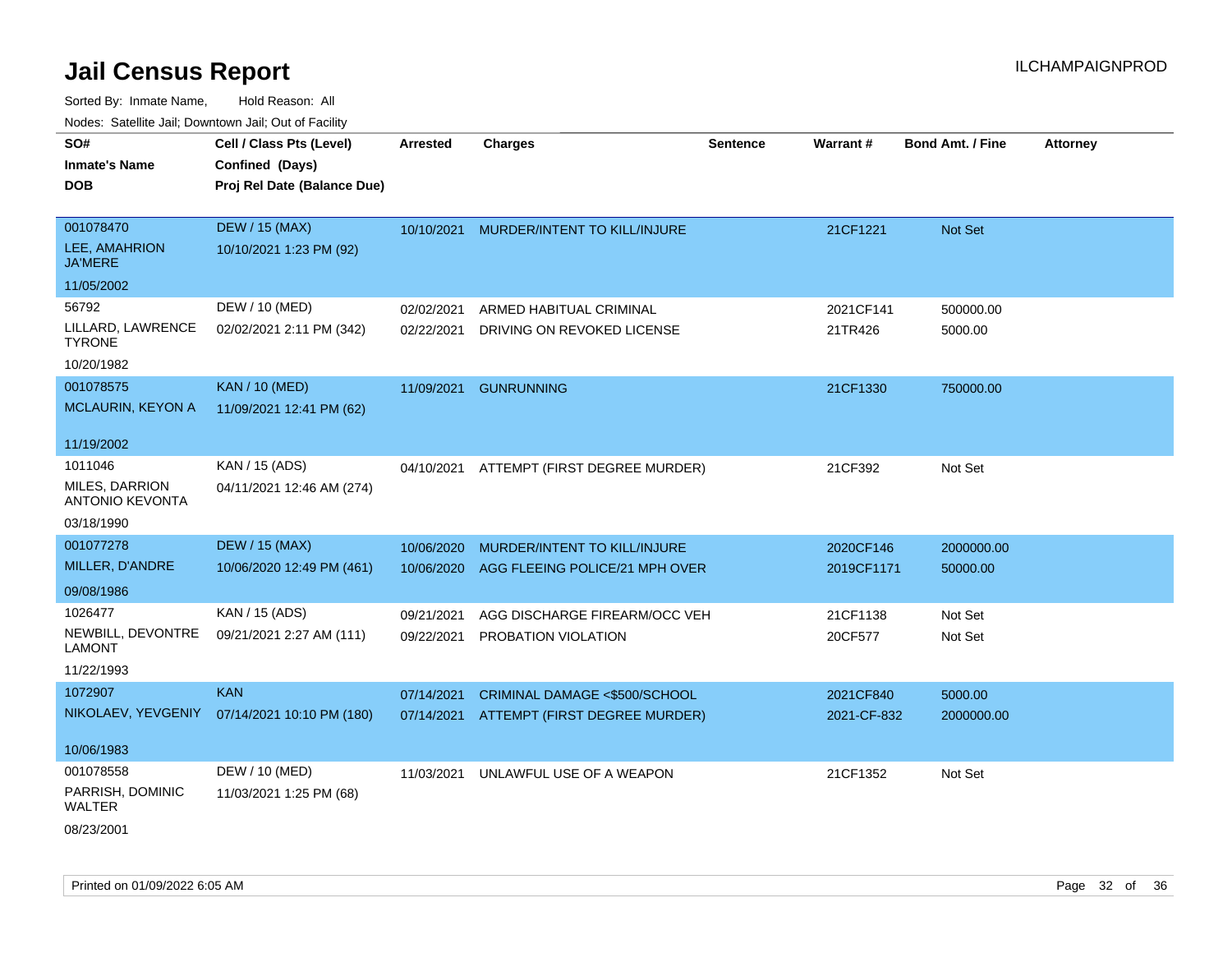# Jail Census Report

ILCHAMPAIGNPROD

Sorted By: Inmate Name, Hold Reason: All

Nodes: Satellite Jail; Downtown Jail; Out of Facility

| SO# / Inmate's Name / DOB | Cell / Class Pts (Level) / Confined (Days) / Proj Rel Date (Balance Due) | Arrested | Charges | Sentence | Warrant # | Bond Amt. / Fine | Attorney |
|---|---|---|---|---|---|---|---|
| 001078470<br>LEE, AMAHRION JA'MERE<br>11/05/2002 | DEW / 15 (MAX)<br>10/10/2021 1:23 PM (92) | 10/10/2021 | MURDER/INTENT TO KILL/INJURE | | 21CF1221 | Not Set | |
| 56792<br>LILLARD, LAWRENCE TYRONE<br>10/20/1982 | DEW / 10 (MED)<br>02/02/2021 2:11 PM (342) | 02/02/2021<br>02/22/2021 | ARMED HABITUAL CRIMINAL<br>DRIVING ON REVOKED LICENSE | | 2021CF141<br>21TR426 | 500000.00<br>5000.00 | |
| 001078575<br>MCLAURIN, KEYON A<br>11/19/2002 | KAN / 10 (MED)<br>11/09/2021 12:41 PM (62) | 11/09/2021 | GUNRUNNING | | 21CF1330 | 750000.00 | |
| 1011046<br>MILES, DARRION ANTONIO KEVONTA<br>03/18/1990 | KAN / 15 (ADS)<br>04/11/2021 12:46 AM (274) | 04/10/2021 | ATTEMPT (FIRST DEGREE MURDER) | | 21CF392 | Not Set | |
| 001077278<br>MILLER, D'ANDRE<br>09/08/1986 | DEW / 15 (MAX)<br>10/06/2020 12:49 PM (461) | 10/06/2020<br>10/06/2020 | MURDER/INTENT TO KILL/INJURE<br>AGG FLEEING POLICE/21 MPH OVER | | 2020CF146<br>2019CF1171 | 2000000.00<br>50000.00 | |
| 1026477<br>NEWBILL, DEVONTRE LAMONT<br>11/22/1993 | KAN / 15 (ADS)<br>09/21/2021 2:27 AM (111) | 09/21/2021<br>09/22/2021 | AGG DISCHARGE FIREARM/OCC VEH<br>PROBATION VIOLATION | | 21CF1138<br>20CF577 | Not Set<br>Not Set | |
| 1072907<br>NIKOLAEV, YEVGENIY<br>10/06/1983 | KAN<br>07/14/2021 10:10 PM (180) | 07/14/2021<br>07/14/2021 | CRIMINAL DAMAGE <$500/SCHOOL<br>ATTEMPT (FIRST DEGREE MURDER) | | 2021CF840<br>2021-CF-832 | 5000.00<br>2000000.00 | |
| 001078558<br>PARRISH, DOMINIC WALTER<br>08/23/2001 | DEW / 10 (MED)<br>11/03/2021 1:25 PM (68) | 11/03/2021 | UNLAWFUL USE OF A WEAPON | | 21CF1352 | Not Set | |

Printed on 01/09/2022 6:05 AM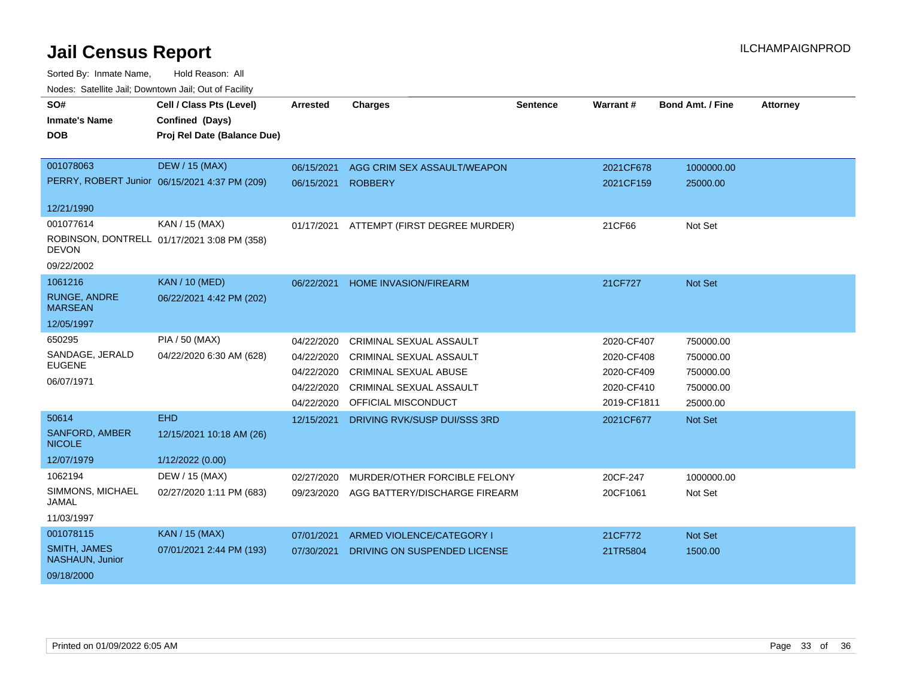# Jail Census Report

ILCHAMPAIGNPROD

Sorted By: Inmate Name, Hold Reason: All

Nodes: Satellite Jail; Downtown Jail; Out of Facility

| SO# / Inmate's Name / DOB | Cell / Class Pts (Level) / Confined (Days) / Proj Rel Date (Balance Due) | Arrested | Charges | Sentence | Warrant # | Bond Amt. / Fine | Attorney |
|---|---|---|---|---|---|---|---|
| 001078063<br>PERRY, ROBERT Junior<br>12/21/1990 | DEW / 15 (MAX)<br>06/15/2021 4:37 PM (209) | 06/15/2021 | AGG CRIM SEX ASSAULT/WEAPON | | 2021CF678 | 1000000.00 | |
| | | 06/15/2021 | ROBBERY | | 2021CF159 | 25000.00 | |
| 001077614<br>ROBINSON, DONTRELL DEVON<br>09/22/2002 | KAN / 15 (MAX)<br>01/17/2021 3:08 PM (358) | 01/17/2021 | ATTEMPT (FIRST DEGREE MURDER) | | 21CF66 | Not Set | |
| 1061216<br>RUNGE, ANDRE MARSEAN<br>12/05/1997 | KAN / 10 (MED)<br>06/22/2021 4:42 PM (202) | 06/22/2021 | HOME INVASION/FIREARM | | 21CF727 | Not Set | |
| 650295<br>SANDAGE, JERALD EUGENE<br>06/07/1971 | PIA / 50 (MAX)<br>04/22/2020 6:30 AM (628) | 04/22/2020 | CRIMINAL SEXUAL ASSAULT | | 2020-CF407 | 750000.00 | |
| | | 04/22/2020 | CRIMINAL SEXUAL ASSAULT | | 2020-CF408 | 750000.00 | |
| | | 04/22/2020 | CRIMINAL SEXUAL ABUSE | | 2020-CF409 | 750000.00 | |
| | | 04/22/2020 | CRIMINAL SEXUAL ASSAULT | | 2020-CF410 | 750000.00 | |
| | | 04/22/2020 | OFFICIAL MISCONDUCT | | 2019-CF1811 | 25000.00 | |
| 50614<br>SANFORD, AMBER NICOLE<br>12/07/1979 | EHD<br>12/15/2021 10:18 AM (26)<br>1/12/2022 (0.00) | 12/15/2021 | DRIVING RVK/SUSP DUI/SSS 3RD | | 2021CF677 | Not Set | |
| 1062194<br>SIMMONS, MICHAEL JAMAL<br>11/03/1997 | DEW / 15 (MAX)<br>02/27/2020 1:11 PM (683) | 02/27/2020 | MURDER/OTHER FORCIBLE FELONY | | 20CF-247 | 1000000.00 | |
| | | 09/23/2020 | AGG BATTERY/DISCHARGE FIREARM | | 20CF1061 | Not Set | |
| 001078115<br>SMITH, JAMES NASHAUN, Junior<br>09/18/2000 | KAN / 15 (MAX)<br>07/01/2021 2:44 PM (193) | 07/01/2021 | ARMED VIOLENCE/CATEGORY I | | 21CF772 | Not Set | |
| | | 07/30/2021 | DRIVING ON SUSPENDED LICENSE | | 21TR5804 | 1500.00 | |

Printed on 01/09/2022 6:05 AM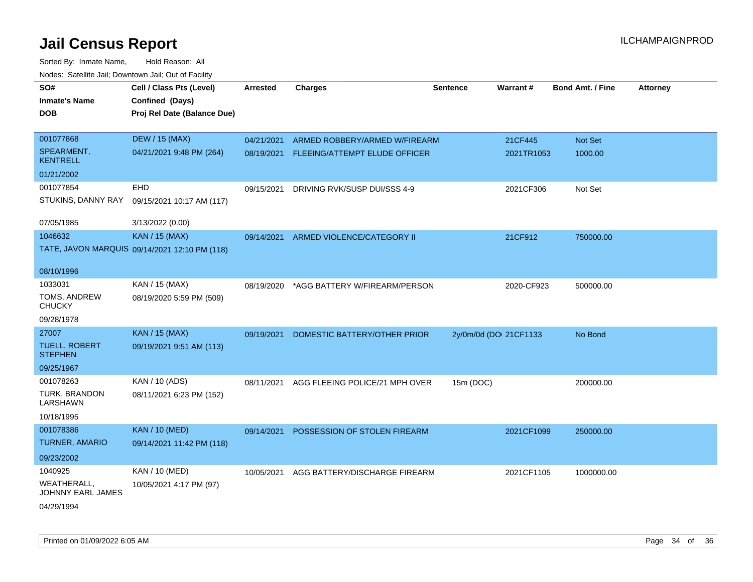# Jail Census Report

ILCHAMPAIGNPROD

Sorted By: Inmate Name, Hold Reason: All

Nodes: Satellite Jail; Downtown Jail; Out of Facility

| SO# / Inmate's Name / DOB | Cell / Class Pts (Level) / Confined (Days) / Proj Rel Date (Balance Due) | Arrested | Charges | Sentence | Warrant # | Bond Amt. / Fine | Attorney |
|---|---|---|---|---|---|---|---|
| 001077868 SPEARMENT, KENTRELL 01/21/2002 | DEW / 15 (MAX) 04/21/2021 9:48 PM (264) | 04/21/2021 | ARMED ROBBERY/ARMED W/FIREARM | | 21CF445 | Not Set | |
| | | 08/19/2021 | FLEEING/ATTEMPT ELUDE OFFICER | | 2021TR1053 | 1000.00 | |
| 001077854 STUKINS, DANNY RAY 07/05/1985 | EHD 09/15/2021 10:17 AM (117) 3/13/2022 (0.00) | 09/15/2021 | DRIVING RVK/SUSP DUI/SSS 4-9 | | 2021CF306 | Not Set | |
| 1046632 TATE, JAVON MARQUIS 08/10/1996 | KAN / 15 (MAX) 09/14/2021 12:10 PM (118) | 09/14/2021 | ARMED VIOLENCE/CATEGORY II | | 21CF912 | 750000.00 | |
| 1033031 TOMS, ANDREW CHUCKY 09/28/1978 | KAN / 15 (MAX) 08/19/2020 5:59 PM (509) | 08/19/2020 | *AGG BATTERY W/FIREARM/PERSON | | 2020-CF923 | 500000.00 | |
| 27007 TUELL, ROBERT STEPHEN 09/25/1967 | KAN / 15 (MAX) 09/19/2021 9:51 AM (113) | 09/19/2021 | DOMESTIC BATTERY/OTHER PRIOR | 2y/0m/0d (DO | 21CF1133 | No Bond | |
| 001078263 TURK, BRANDON LARSHAWN 10/18/1995 | KAN / 10 (ADS) 08/11/2021 6:23 PM (152) | 08/11/2021 | AGG FLEEING POLICE/21 MPH OVER | 15m (DOC) | | 200000.00 | |
| 001078386 TURNER, AMARIO 09/23/2002 | KAN / 10 (MED) 09/14/2021 11:42 PM (118) | 09/14/2021 | POSSESSION OF STOLEN FIREARM | | 2021CF1099 | 250000.00 | |
| 1040925 WEATHERALL, JOHNNY EARL JAMES 04/29/1994 | KAN / 10 (MED) 10/05/2021 4:17 PM (97) | 10/05/2021 | AGG BATTERY/DISCHARGE FIREARM | | 2021CF1105 | 1000000.00 | |

Printed on 01/09/2022 6:05 AM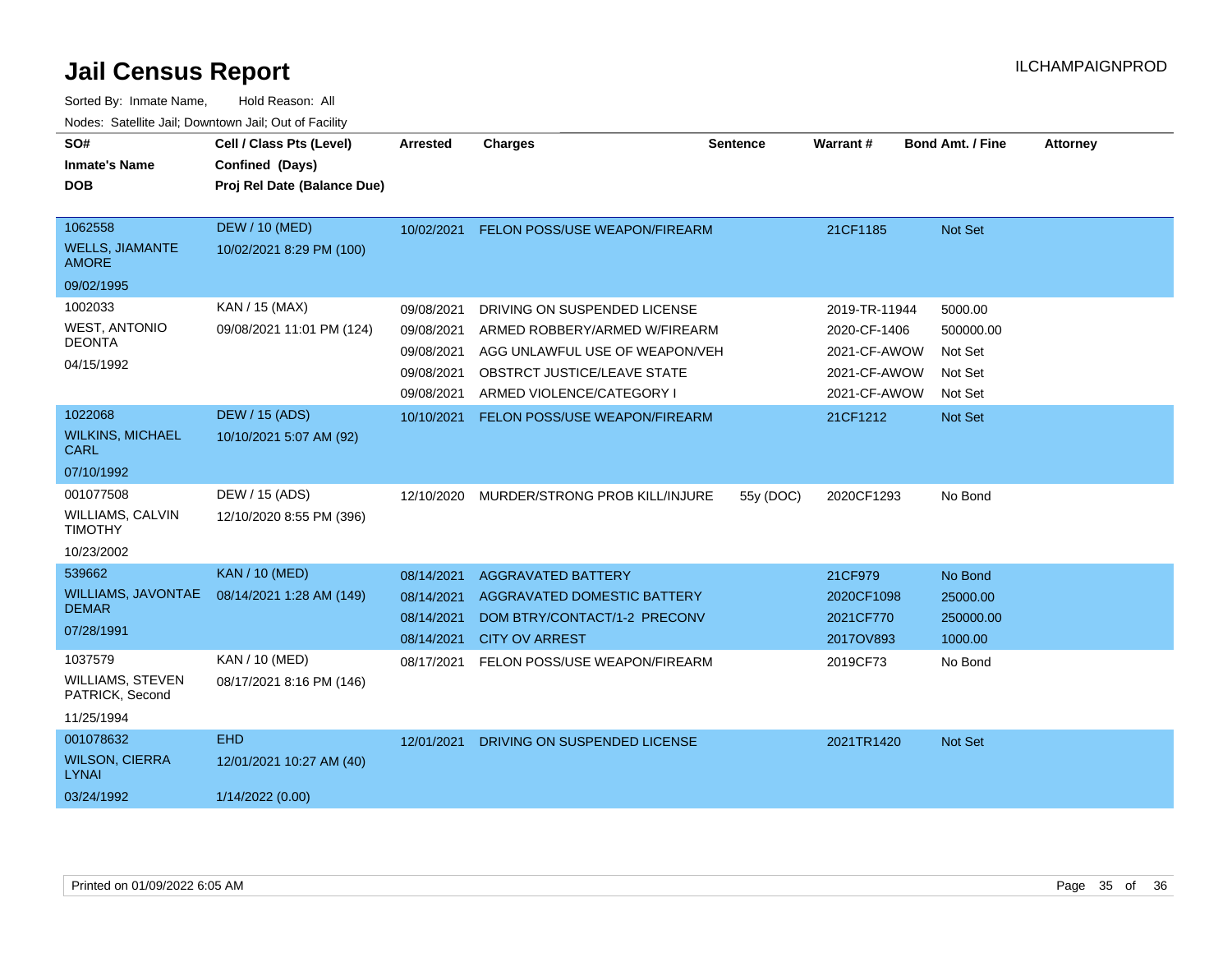# Jail Census Report

ILCHAMPAIGNPROD

Sorted By: Inmate Name, Hold Reason: All

Nodes: Satellite Jail; Downtown Jail; Out of Facility

| SO# / Inmate's Name / DOB | Cell / Class Pts (Level) / Confined (Days) / Proj Rel Date (Balance Due) | Arrested | Charges | Sentence | Warrant # | Bond Amt. / Fine | Attorney |
|---|---|---|---|---|---|---|---|
| 1062558 WELLS, JIAMANTE AMORE 09/02/1995 | DEW / 10 (MED) 10/02/2021 8:29 PM (100) | 10/02/2021 | FELON POSS/USE WEAPON/FIREARM | | 21CF1185 | Not Set | |
| 1002033 WEST, ANTONIO DEONTA 04/15/1992 | KAN / 15 (MAX) 09/08/2021 11:01 PM (124) | 09/08/2021 | DRIVING ON SUSPENDED LICENSE | | 2019-TR-11944 | 5000.00 | |
| | | 09/08/2021 | ARMED ROBBERY/ARMED W/FIREARM | | 2020-CF-1406 | 500000.00 | |
| | | 09/08/2021 | AGG UNLAWFUL USE OF WEAPON/VEH | | 2021-CF-AWOW | Not Set | |
| | | 09/08/2021 | OBSTRCT JUSTICE/LEAVE STATE | | 2021-CF-AWOW | Not Set | |
| | | 09/08/2021 | ARMED VIOLENCE/CATEGORY I | | 2021-CF-AWOW | Not Set | |
| 1022068 WILKINS, MICHAEL CARL 07/10/1992 | DEW / 15 (ADS) 10/10/2021 5:07 AM (92) | 10/10/2021 | FELON POSS/USE WEAPON/FIREARM | | 21CF1212 | Not Set | |
| 001077508 WILLIAMS, CALVIN TIMOTHY 10/23/2002 | DEW / 15 (ADS) 12/10/2020 8:55 PM (396) | 12/10/2020 | MURDER/STRONG PROB KILL/INJURE | 55y (DOC) | 2020CF1293 | No Bond | |
| 539662 WILLIAMS, JAVONTAE DEMAR 07/28/1991 | KAN / 10 (MED) 08/14/2021 1:28 AM (149) | 08/14/2021 | AGGRAVATED BATTERY | | 21CF979 | No Bond | |
| | | 08/14/2021 | AGGRAVATED DOMESTIC BATTERY | | 2020CF1098 | 25000.00 | |
| | | 08/14/2021 | DOM BTRY/CONTACT/1-2 PRECONV | | 2021CF770 | 250000.00 | |
| | | 08/14/2021 | CITY OV ARREST | | 2017OV893 | 1000.00 | |
| 1037579 WILLIAMS, STEVEN PATRICK, Second 11/25/1994 | KAN / 10 (MED) 08/17/2021 8:16 PM (146) | 08/17/2021 | FELON POSS/USE WEAPON/FIREARM | | 2019CF73 | No Bond | |
| 001078632 WILSON, CIERRA LYNAI 03/24/1992 | EHD 12/01/2021 10:27 AM (40) 1/14/2022 (0.00) | 12/01/2021 | DRIVING ON SUSPENDED LICENSE | | 2021TR1420 | Not Set | |

Printed on 01/09/2022 6:05 AM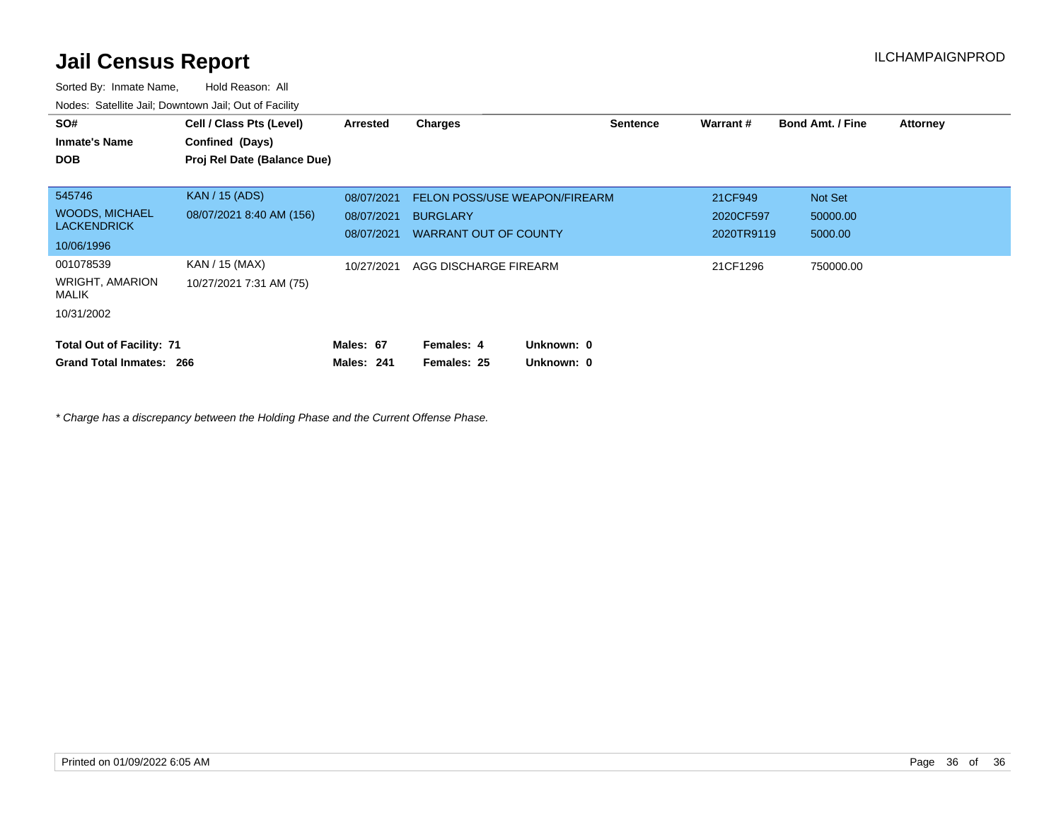# Jail Census Report

ILCHAMPAIGNPROD

Sorted By: Inmate Name, Hold Reason: All

Nodes: Satellite Jail; Downtown Jail; Out of Facility

| SO# / Inmate's Name / DOB | Cell / Class Pts (Level) / Confined (Days) / Proj Rel Date (Balance Due) | Arrested | Charges | Sentence | Warrant # | Bond Amt. / Fine | Attorney |
|---|---|---|---|---|---|---|---|
| 545746 | KAN / 15 (ADS) | 08/07/2021 | FELON POSS/USE WEAPON/FIREARM | | 21CF949 | Not Set | |
| WOODS, MICHAEL LACKENDRICK | 08/07/2021 8:40 AM (156) | 08/07/2021 | BURGLARY | | 2020CF597 | 50000.00 | |
| 10/06/1996 | | 08/07/2021 | WARRANT OUT OF COUNTY | | 2020TR9119 | 5000.00 | |
| 001078539 | KAN / 15 (MAX) | 10/27/2021 | AGG DISCHARGE FIREARM | | 21CF1296 | 750000.00 | |
| WRIGHT, AMARION MALIK | 10/27/2021 7:31 AM (75) | | | | | | |
| 10/31/2002 | | | | | | | |

**Total Out of Facility: 71** **Males: 67** **Females: 4** **Unknown: 0**

**Grand Total Inmates: 266** **Males: 241** **Females: 25** **Unknown: 0**

*\* Charge has a discrepancy between the Holding Phase and the Current Offense Phase.*

Printed on 01/09/2022 6:05 AM